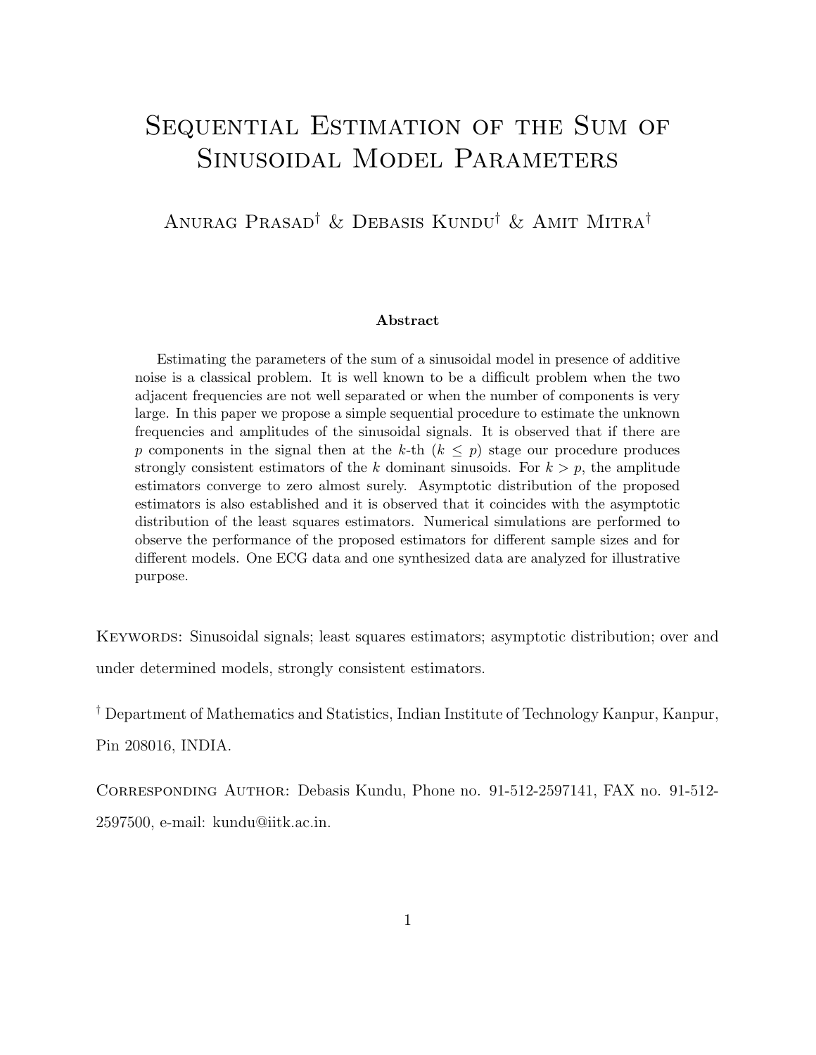# Sequential Estimation of the Sum of Sinusoidal Model Parameters

Anurag Prasad† & Debasis Kundu† & Amit Mitra†

**Abstract**

Estimating the parameters of the sum of a sinusoidal model in presence of additive noise is a classical problem. It is well known to be a difficult problem when the two adjacent frequencies are not well separated or when the number of components is very large. In this paper we propose a simple sequential procedure to estimate the unknown frequencies and amplitudes of the sinusoidal signals. It is observed that if there are $p$ components in the signal then at the $k$-th ($k \leq p$) stage our procedure produces strongly consistent estimators of the $k$ dominant sinusoids. For $k > p$, the amplitude estimators converge to zero almost surely. Asymptotic distribution of the proposed estimators is also established and it is observed that it coincides with the asymptotic distribution of the least squares estimators. Numerical simulations are performed to observe the performance of the proposed estimators for different sample sizes and for different models. One ECG data and one synthesized data are analyzed for illustrative purpose.

Keywords: Sinusoidal signals; least squares estimators; asymptotic distribution; over and under determined models, strongly consistent estimators.

† Department of Mathematics and Statistics, Indian Institute of Technology Kanpur, Kanpur, Pin 208016, INDIA.

Corresponding Author: Debasis Kundu, Phone no. 91-512-2597141, FAX no. 91-512-2597500, e-mail: kundu@iitk.ac.in.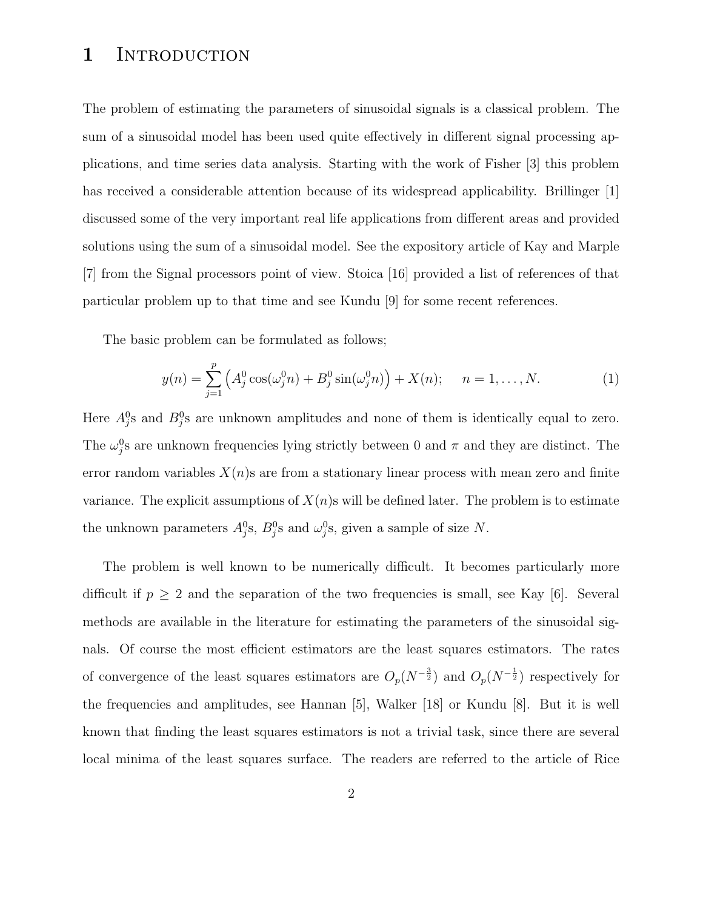# 1 Introduction

The problem of estimating the parameters of sinusoidal signals is a classical problem. The sum of a sinusoidal model has been used quite effectively in different signal processing applications, and time series data analysis. Starting with the work of Fisher [3] this problem has received a considerable attention because of its widespread applicability. Brillinger [1] discussed some of the very important real life applications from different areas and provided solutions using the sum of a sinusoidal model. See the expository article of Kay and Marple [7] from the Signal processors point of view. Stoica [16] provided a list of references of that particular problem up to that time and see Kundu [9] for some recent references.

The basic problem can be formulated as follows;

$$y(n) = \sum_{j=1}^{p} \left( A_j^0 \cos(\omega_j^0 n) + B_j^0 \sin(\omega_j^0 n) \right) + X(n); \quad n = 1, \ldots, N. \tag{1}$$

Here $A_j^0$s and $B_j^0$s are unknown amplitudes and none of them is identically equal to zero. The $\omega_j^0$s are unknown frequencies lying strictly between 0 and $\pi$ and they are distinct. The error random variables $X(n)$s are from a stationary linear process with mean zero and finite variance. The explicit assumptions of $X(n)$s will be defined later. The problem is to estimate the unknown parameters $A_j^0$s, $B_j^0$s and $\omega_j^0$s, given a sample of size $N$.

The problem is well known to be numerically difficult. It becomes particularly more difficult if $p \geq 2$ and the separation of the two frequencies is small, see Kay [6]. Several methods are available in the literature for estimating the parameters of the sinusoidal signals. Of course the most efficient estimators are the least squares estimators. The rates of convergence of the least squares estimators are $O_p(N^{-\frac{3}{2}})$ and $O_p(N^{-\frac{1}{2}})$ respectively for the frequencies and amplitudes, see Hannan [5], Walker [18] or Kundu [8]. But it is well known that finding the least squares estimators is not a trivial task, since there are several local minima of the least squares surface. The readers are referred to the article of Rice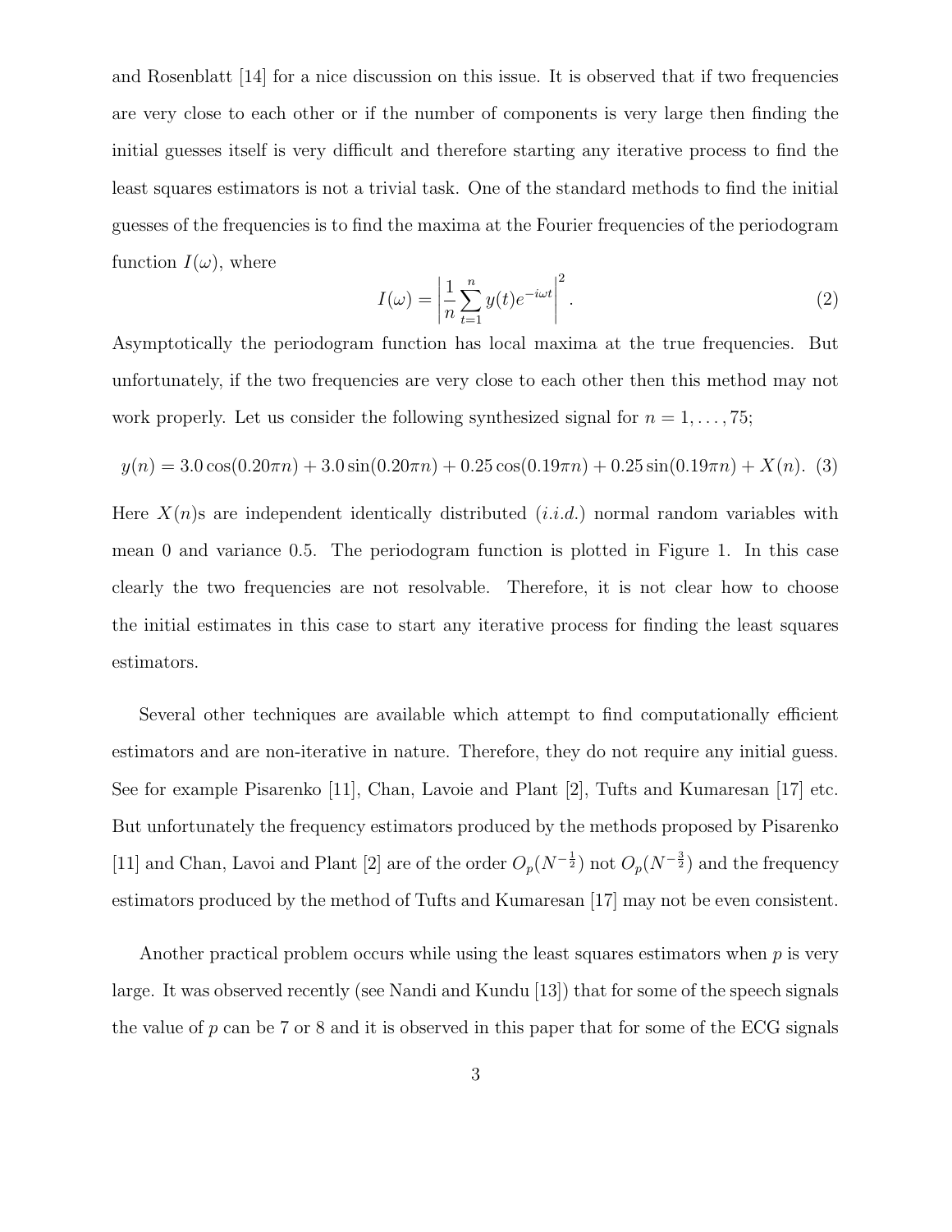and Rosenblatt [14] for a nice discussion on this issue. It is observed that if two frequencies are very close to each other or if the number of components is very large then finding the initial guesses itself is very difficult and therefore starting any iterative process to find the least squares estimators is not a trivial task. One of the standard methods to find the initial guesses of the frequencies is to find the maxima at the Fourier frequencies of the periodogram function $I(\omega)$, where

$$I(\omega) = \left| \frac{1}{n} \sum_{t=1}^{n} y(t) e^{-i\omega t} \right|^2. \tag{2}$$

Asymptotically the periodogram function has local maxima at the true frequencies. But unfortunately, if the two frequencies are very close to each other then this method may not work properly. Let us consider the following synthesized signal for $n = 1, \ldots, 75$;

$$y(n) = 3.0\cos(0.20\pi n) + 3.0\sin(0.20\pi n) + 0.25\cos(0.19\pi n) + 0.25\sin(0.19\pi n) + X(n). \tag{3}$$

Here $X(n)$s are independent identically distributed (*i.i.d.*) normal random variables with mean 0 and variance 0.5. The periodogram function is plotted in Figure 1. In this case clearly the two frequencies are not resolvable. Therefore, it is not clear how to choose the initial estimates in this case to start any iterative process for finding the least squares estimators.

Several other techniques are available which attempt to find computationally efficient estimators and are non-iterative in nature. Therefore, they do not require any initial guess. See for example Pisarenko [11], Chan, Lavoie and Plant [2], Tufts and Kumaresan [17] etc. But unfortunately the frequency estimators produced by the methods proposed by Pisarenko [11] and Chan, Lavoi and Plant [2] are of the order $O_p(N^{-\frac{1}{2}})$ not $O_p(N^{-\frac{3}{2}})$ and the frequency estimators produced by the method of Tufts and Kumaresan [17] may not be even consistent.

Another practical problem occurs while using the least squares estimators when $p$ is very large. It was observed recently (see Nandi and Kundu [13]) that for some of the speech signals the value of $p$ can be 7 or 8 and it is observed in this paper that for some of the ECG signals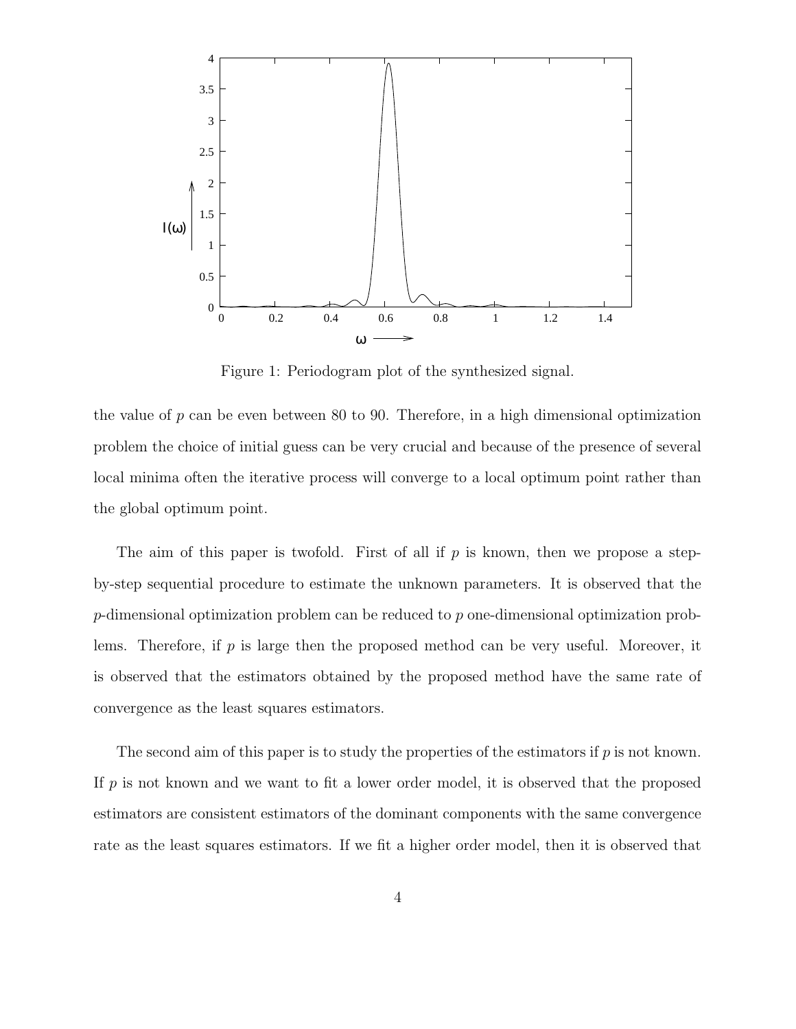Figure 1: Periodogram plot of the synthesized signal.

the value of $p$ can be even between 80 to 90. Therefore, in a high dimensional optimization problem the choice of initial guess can be very crucial and because of the presence of several local minima often the iterative process will converge to a local optimum point rather than the global optimum point.

The aim of this paper is twofold. First of all if $p$ is known, then we propose a step-by-step sequential procedure to estimate the unknown parameters. It is observed that the $p$-dimensional optimization problem can be reduced to $p$ one-dimensional optimization problems. Therefore, if $p$ is large then the proposed method can be very useful. Moreover, it is observed that the estimators obtained by the proposed method have the same rate of convergence as the least squares estimators.

The second aim of this paper is to study the properties of the estimators if $p$ is not known. If $p$ is not known and we want to fit a lower order model, it is observed that the proposed estimators are consistent estimators of the dominant components with the same convergence rate as the least squares estimators. If we fit a higher order model, then it is observed that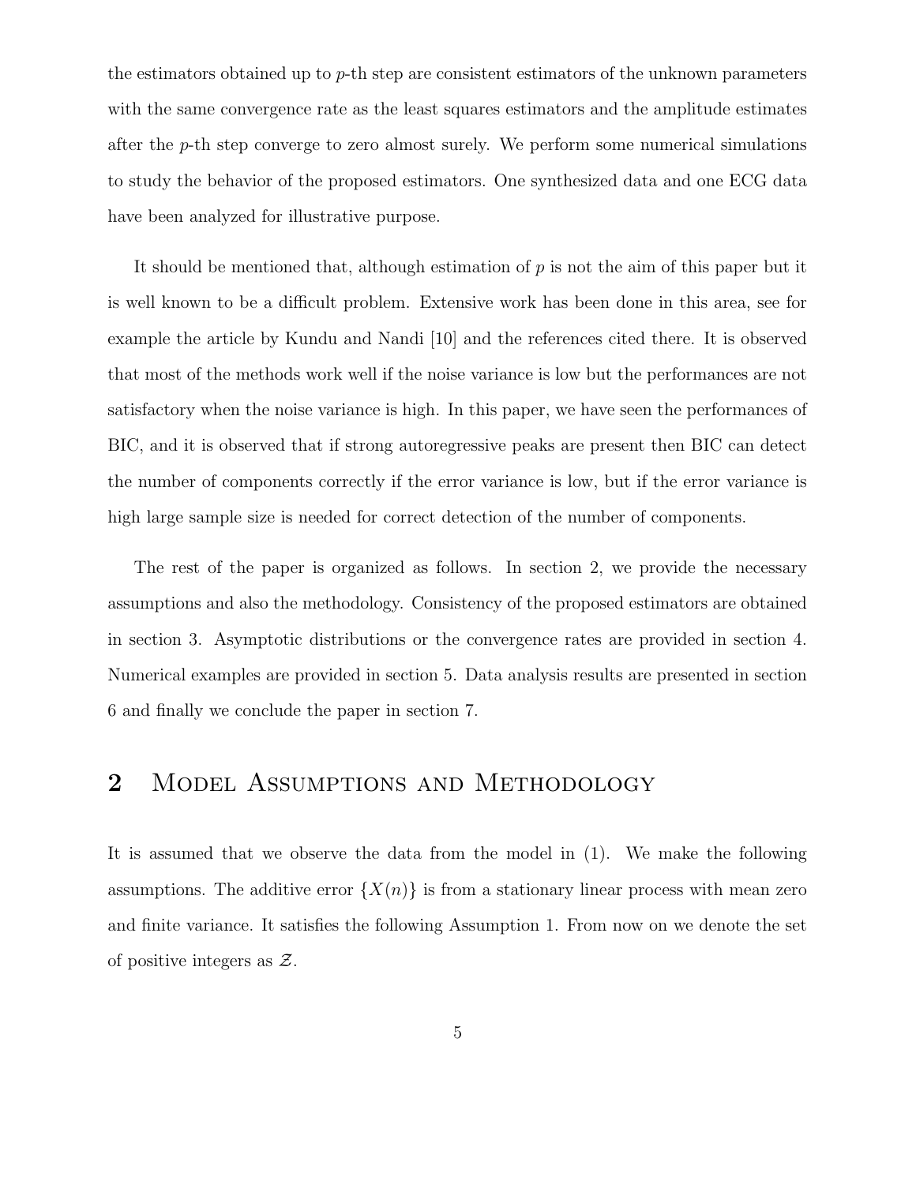the estimators obtained up to $p$-th step are consistent estimators of the unknown parameters with the same convergence rate as the least squares estimators and the amplitude estimates after the $p$-th step converge to zero almost surely. We perform some numerical simulations to study the behavior of the proposed estimators. One synthesized data and one ECG data have been analyzed for illustrative purpose.

It should be mentioned that, although estimation of $p$ is not the aim of this paper but it is well known to be a difficult problem. Extensive work has been done in this area, see for example the article by Kundu and Nandi [10] and the references cited there. It is observed that most of the methods work well if the noise variance is low but the performances are not satisfactory when the noise variance is high. In this paper, we have seen the performances of BIC, and it is observed that if strong autoregressive peaks are present then BIC can detect the number of components correctly if the error variance is low, but if the error variance is high large sample size is needed for correct detection of the number of components.

The rest of the paper is organized as follows. In section 2, we provide the necessary assumptions and also the methodology. Consistency of the proposed estimators are obtained in section 3. Asymptotic distributions or the convergence rates are provided in section 4. Numerical examples are provided in section 5. Data analysis results are presented in section 6 and finally we conclude the paper in section 7.

## 2 Model Assumptions and Methodology

It is assumed that we observe the data from the model in (1). We make the following assumptions. The additive error $\{X(n)\}$ is from a stationary linear process with mean zero and finite variance. It satisfies the following Assumption 1. From now on we denote the set of positive integers as $\mathcal{Z}$.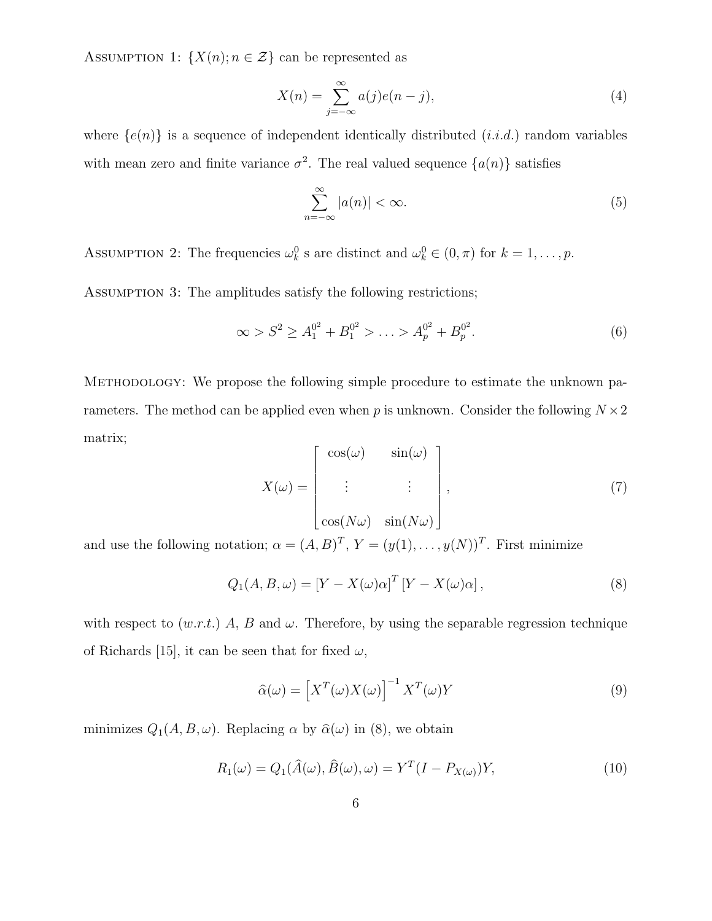ASSUMPTION 1: $\{X(n); n \in \mathcal{Z}\}$ can be represented as

$$X(n) = \sum_{j=-\infty}^{\infty} a(j)e(n-j), \tag{4}$$

where $\{e(n)\}$ is a sequence of independent identically distributed (*i.i.d.*) random variables with mean zero and finite variance $\sigma^2$. The real valued sequence $\{a(n)\}$ satisfies

$$\sum_{n=-\infty}^{\infty} |a(n)| < \infty. \tag{5}$$

ASSUMPTION 2: The frequencies $\omega_k^0$ s are distinct and $\omega_k^0 \in (0, \pi)$ for $k = 1, \ldots, p$.

ASSUMPTION 3: The amplitudes satisfy the following restrictions;

$$\infty > S^2 \geq A_1^{0^2} + B_1^{0^2} > \ldots > A_p^{0^2} + B_p^{0^2}. \tag{6}$$

METHODOLOGY: We propose the following simple procedure to estimate the unknown parameters. The method can be applied even when $p$ is unknown. Consider the following $N \times 2$ matrix;

$$X(\omega) = \begin{bmatrix} \cos(\omega) & \sin(\omega) \\ \vdots & \vdots \\ \cos(N\omega) & \sin(N\omega) \end{bmatrix}, \tag{7}$$

and use the following notation; $\alpha = (A, B)^T$, $Y = (y(1), \ldots, y(N))^T$. First minimize

$$Q_1(A, B, \omega) = \left[Y - X(\omega)\alpha\right]^T \left[Y - X(\omega)\alpha\right], \tag{8}$$

with respect to (*w.r.t.*) $A$, $B$ and $\omega$. Therefore, by using the separable regression technique of Richards [15], it can be seen that for fixed $\omega$,

$$\widehat{\alpha}(\omega) = \left[X^T(\omega)X(\omega)\right]^{-1} X^T(\omega)Y \tag{9}$$

minimizes $Q_1(A, B, \omega)$. Replacing $\alpha$ by $\widehat{\alpha}(\omega)$ in (8), we obtain

$$R_1(\omega) = Q_1(\widehat{A}(\omega), \widehat{B}(\omega), \omega) = Y^T(I - P_{X(\omega)})Y, \tag{10}$$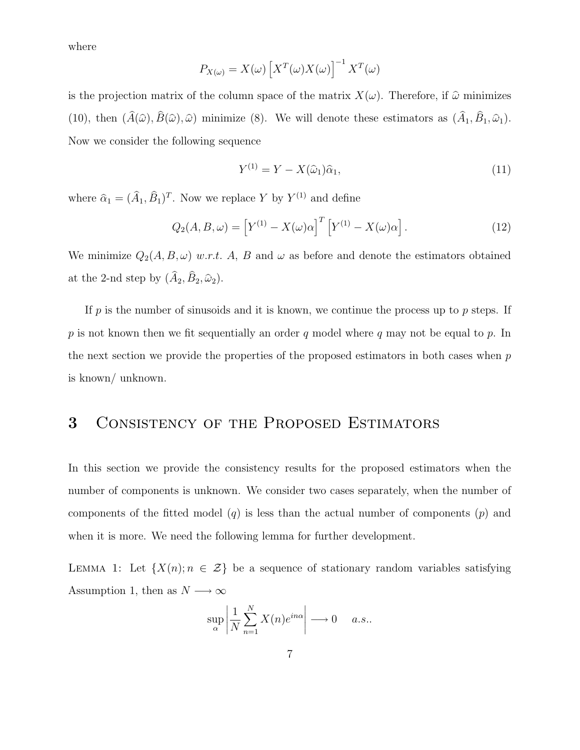where

$$P_{X(\omega)} = X(\omega)\left[X^T(\omega)X(\omega)\right]^{-1}X^T(\omega)$$

is the projection matrix of the column space of the matrix $X(\omega)$. Therefore, if $\widehat{\omega}$ minimizes (10), then $(\widehat{A}(\widehat{\omega}), \widehat{B}(\widehat{\omega}), \widehat{\omega})$ minimize (8). We will denote these estimators as $(\widehat{A}_1, \widehat{B}_1, \widehat{\omega}_1)$. Now we consider the following sequence

$$Y^{(1)} = Y - X(\widehat{\omega}_1)\widehat{\alpha}_1, \tag{11}$$

where $\widehat{\alpha}_1 = (\widehat{A}_1, \widehat{B}_1)^T$. Now we replace $Y$ by $Y^{(1)}$ and define

$$Q_2(A, B, \omega) = \left[Y^{(1)} - X(\omega)\alpha\right]^T \left[Y^{(1)} - X(\omega)\alpha\right]. \tag{12}$$

We minimize $Q_2(A, B, \omega)$ *w.r.t.* $A$, $B$ and $\omega$ as before and denote the estimators obtained at the 2-nd step by $(\widehat{A}_2, \widehat{B}_2, \widehat{\omega}_2)$.

If $p$ is the number of sinusoids and it is known, we continue the process up to $p$ steps. If $p$ is not known then we fit sequentially an order $q$ model where $q$ may not be equal to $p$. In the next section we provide the properties of the proposed estimators in both cases when $p$ is known/ unknown.

# 3 Consistency of the Proposed Estimators

In this section we provide the consistency results for the proposed estimators when the number of components is unknown. We consider two cases separately, when the number of components of the fitted model ($q$) is less than the actual number of components ($p$) and when it is more. We need the following lemma for further development.

Lemma 1: Let $\{X(n); n \in \mathcal{Z}\}$ be a sequence of stationary random variables satisfying Assumption 1, then as $N \longrightarrow \infty$

$$\sup_{\alpha} \left| \frac{1}{N} \sum_{n=1}^{N} X(n) e^{in\alpha} \right| \longrightarrow 0 \quad a.s..$$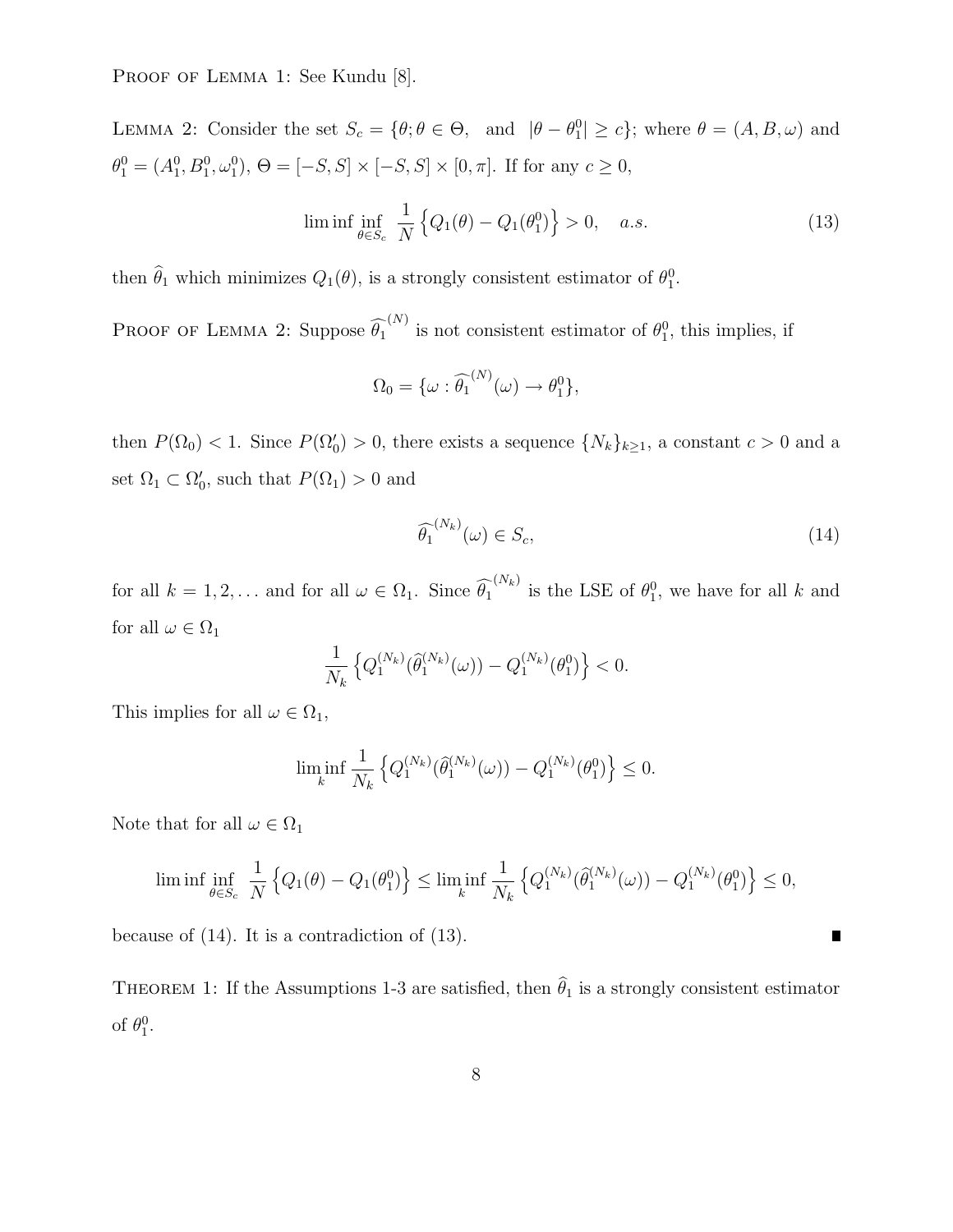Proof of Lemma 1: See Kundu [8].

Lemma 2: Consider the set $S_c = \{\theta; \theta \in \Theta, \;\; \text{and} \;\; |\theta - \theta_1^0| \geq c\}$; where $\theta = (A, B, \omega)$ and $\theta_1^0 = (A_1^0, B_1^0, \omega_1^0)$, $\Theta = [-S, S] \times [-S, S] \times [0, \pi]$. If for any $c \geq 0$,

$$\liminf \inf_{\theta \in S_c} \; \frac{1}{N} \left\{ Q_1(\theta) - Q_1(\theta_1^0) \right\} > 0, \quad a.s. \tag{13}$$

then $\widehat{\theta}_1$ which minimizes $Q_1(\theta)$, is a strongly consistent estimator of $\theta_1^0$.

Proof of Lemma 2: Suppose $\widehat{\theta_1}^{(N)}$ is not consistent estimator of $\theta_1^0$, this implies, if

$$\Omega_0 = \{\omega : \widehat{\theta_1}^{(N)}(\omega) \to \theta_1^0\},$$

then $P(\Omega_0) < 1$. Since $P(\Omega_0') > 0$, there exists a sequence $\{N_k\}_{k \geq 1}$, a constant $c > 0$ and a set $\Omega_1 \subset \Omega_0'$, such that $P(\Omega_1) > 0$ and

$$\widehat{\theta_1}^{(N_k)}(\omega) \in S_c, \tag{14}$$

for all $k = 1, 2, \ldots$ and for all $\omega \in \Omega_1$. Since $\widehat{\theta_1}^{(N_k)}$ is the LSE of $\theta_1^0$, we have for all $k$ and for all $\omega \in \Omega_1$

$$\frac{1}{N_k} \left\{ Q_1^{(N_k)}(\widehat{\theta}_1^{(N_k)}(\omega)) - Q_1^{(N_k)}(\theta_1^0) \right\} < 0.$$

This implies for all $\omega \in \Omega_1$,

$$\liminf_k \frac{1}{N_k} \left\{ Q_1^{(N_k)}(\widehat{\theta}_1^{(N_k)}(\omega)) - Q_1^{(N_k)}(\theta_1^0) \right\} \leq 0.$$

Note that for all $\omega \in \Omega_1$

$$\liminf \inf_{\theta \in S_c} \; \frac{1}{N} \left\{ Q_1(\theta) - Q_1(\theta_1^0) \right\} \leq \liminf_k \frac{1}{N_k} \left\{ Q_1^{(N_k)}(\widehat{\theta}_1^{(N_k)}(\omega)) - Q_1^{(N_k)}(\theta_1^0) \right\} \leq 0,$$

because of (14). It is a contradiction of (13). ∎

Theorem 1: If the Assumptions 1-3 are satisfied, then $\widehat{\theta}_1$ is a strongly consistent estimator of $\theta_1^0$.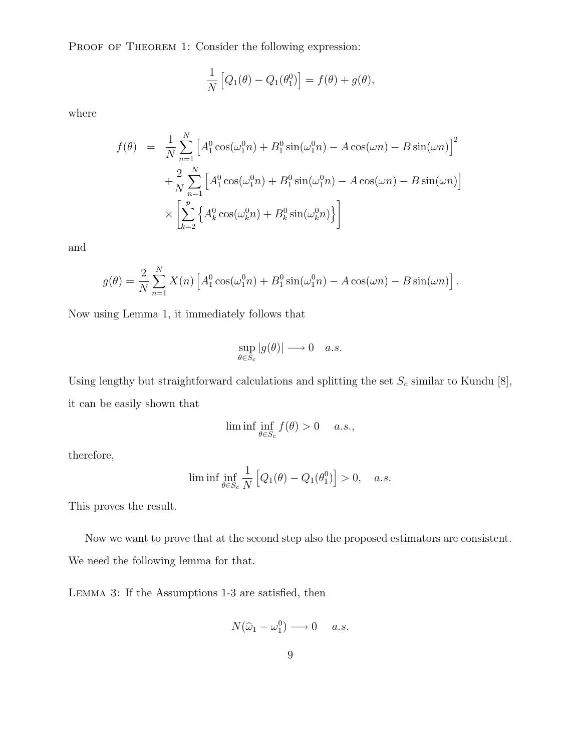Proof of Theorem 1: Consider the following expression:

$$\frac{1}{N}\left[Q_1(\theta) - Q_1(\theta_1^0)\right] = f(\theta) + g(\theta),$$

where

$$\begin{aligned} f(\theta) &= \frac{1}{N}\sum_{n=1}^{N}\left[A_1^0\cos(\omega_1^0 n) + B_1^0\sin(\omega_1^0 n) - A\cos(\omega n) - B\sin(\omega n)\right]^2 \\ &+ \frac{2}{N}\sum_{n=1}^{N}\left[A_1^0\cos(\omega_1^0 n) + B_1^0\sin(\omega_1^0 n) - A\cos(\omega n) - B\sin(\omega n)\right] \\ &\times \left[\sum_{k=2}^{p}\left\{A_k^0\cos(\omega_k^0 n) + B_k^0\sin(\omega_k^0 n)\right\}\right] \end{aligned}$$

and

$$g(\theta) = \frac{2}{N}\sum_{n=1}^{N} X(n)\left[A_1^0\cos(\omega_1^0 n) + B_1^0\sin(\omega_1^0 n) - A\cos(\omega n) - B\sin(\omega n)\right].$$

Now using Lemma 1, it immediately follows that

$$\sup_{\theta \in S_c} |g(\theta)| \longrightarrow 0 \quad a.s.$$

Using lengthy but straightforward calculations and splitting the set $S_c$ similar to Kundu [8], it can be easily shown that

$$\liminf \inf_{\theta \in S_c} f(\theta) > 0 \quad a.s.,$$

therefore,

$$\liminf \inf_{\theta \in S_c} \frac{1}{N}\left[Q_1(\theta) - Q_1(\theta_1^0)\right] > 0, \quad a.s.$$

This proves the result.

Now we want to prove that at the second step also the proposed estimators are consistent. We need the following lemma for that.

Lemma 3: If the Assumptions 1-3 are satisfied, then

$$N(\widehat{\omega}_1 - \omega_1^0) \longrightarrow 0 \quad a.s.$$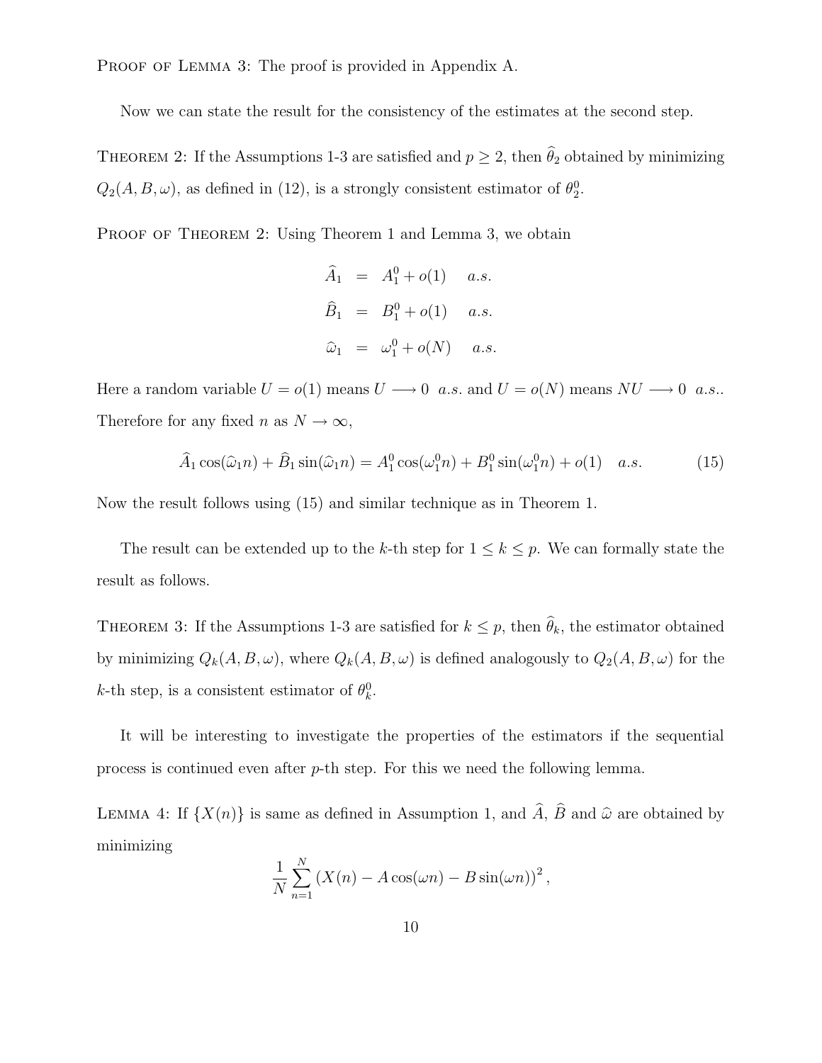PROOF OF LEMMA 3: The proof is provided in Appendix A.

Now we can state the result for the consistency of the estimates at the second step.

THEOREM 2: If the Assumptions 1-3 are satisfied and $p \geq 2$, then $\widehat{\theta}_2$ obtained by minimizing $Q_2(A, B, \omega)$, as defined in (12), is a strongly consistent estimator of $\theta_2^0$.

PROOF OF THEOREM 2: Using Theorem 1 and Lemma 3, we obtain

$$
\begin{aligned}
\widehat{A}_1 &= A_1^0 + o(1) \quad a.s. \\
\widehat{B}_1 &= B_1^0 + o(1) \quad a.s. \\
\widehat{\omega}_1 &= \omega_1^0 + o(N) \quad a.s.
\end{aligned}
$$

Here a random variable $U = o(1)$ means $U \longrightarrow 0 \;\; a.s.$ and $U = o(N)$ means $NU \longrightarrow 0 \;\; a.s.$. Therefore for any fixed $n$ as $N \to \infty$,

$$
\widehat{A}_1 \cos(\widehat{\omega}_1 n) + \widehat{B}_1 \sin(\widehat{\omega}_1 n) = A_1^0 \cos(\omega_1^0 n) + B_1^0 \sin(\omega_1^0 n) + o(1) \quad a.s. \tag{15}
$$

Now the result follows using (15) and similar technique as in Theorem 1.

The result can be extended up to the $k$-th step for $1 \leq k \leq p$. We can formally state the result as follows.

THEOREM 3: If the Assumptions 1-3 are satisfied for $k \leq p$, then $\widehat{\theta}_k$, the estimator obtained by minimizing $Q_k(A, B, \omega)$, where $Q_k(A, B, \omega)$ is defined analogously to $Q_2(A, B, \omega)$ for the $k$-th step, is a consistent estimator of $\theta_k^0$.

It will be interesting to investigate the properties of the estimators if the sequential process is continued even after $p$-th step. For this we need the following lemma.

LEMMA 4: If $\{X(n)\}$ is same as defined in Assumption 1, and $\widehat{A}$, $\widehat{B}$ and $\widehat{\omega}$ are obtained by minimizing

$$
\frac{1}{N} \sum_{n=1}^{N} \left( X(n) - A \cos(\omega n) - B \sin(\omega n) \right)^2,
$$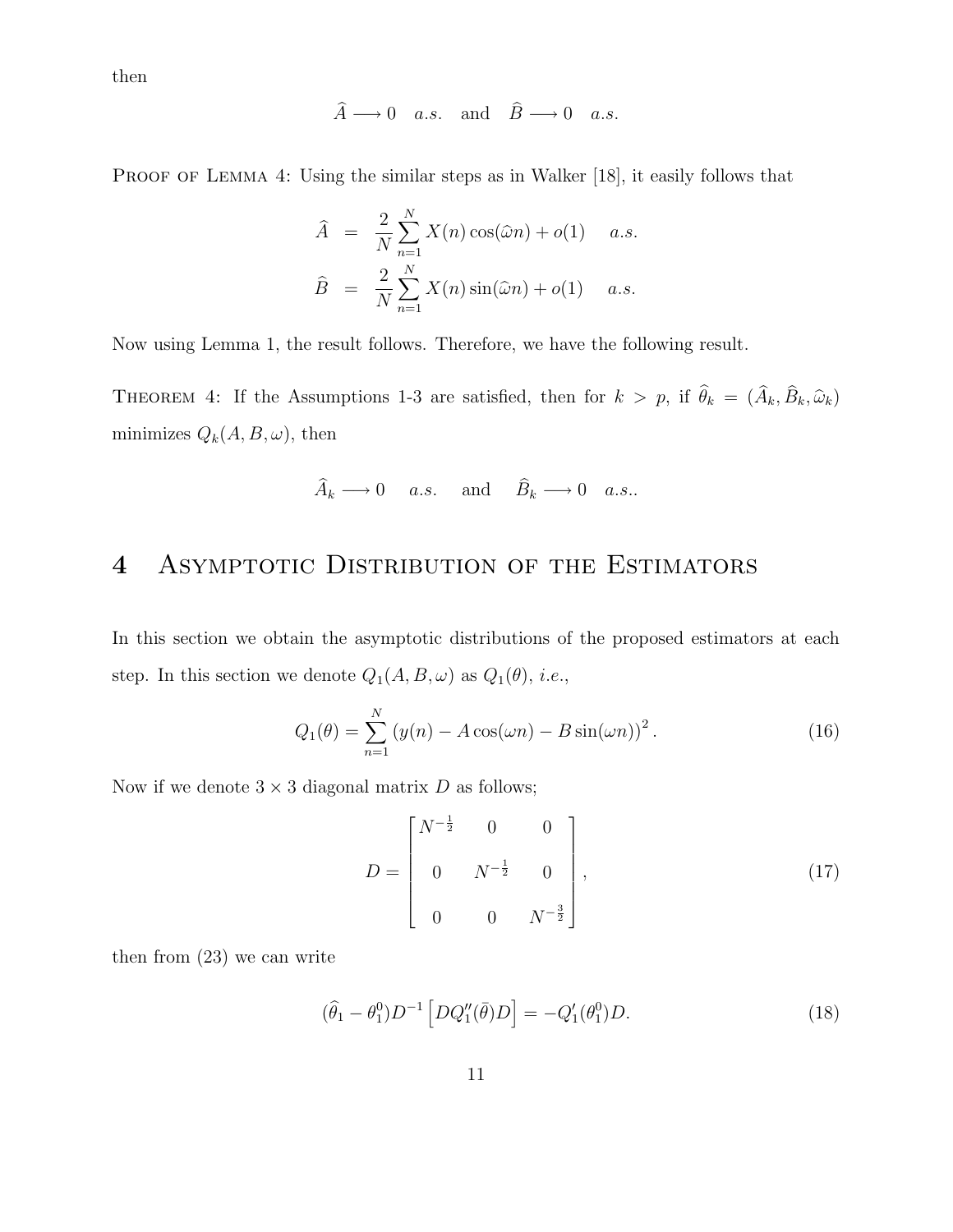then

$$\widehat{A} \longrightarrow 0 \quad a.s. \quad \text{and} \quad \widehat{B} \longrightarrow 0 \quad a.s.$$

PROOF OF LEMMA 4: Using the similar steps as in Walker [18], it easily follows that

$$\begin{aligned}
\widehat{A} &= \frac{2}{N}\sum_{n=1}^{N} X(n)\cos(\widehat{\omega} n) + o(1) \quad a.s. \\
\widehat{B} &= \frac{2}{N}\sum_{n=1}^{N} X(n)\sin(\widehat{\omega} n) + o(1) \quad a.s.
\end{aligned}$$

Now using Lemma 1, the result follows. Therefore, we have the following result.

THEOREM 4: If the Assumptions 1-3 are satisfied, then for $k > p$, if $\widehat{\theta}_k = (\widehat{A}_k, \widehat{B}_k, \widehat{\omega}_k)$ minimizes $Q_k(A, B, \omega)$, then

$$\widehat{A}_k \longrightarrow 0 \quad a.s. \quad \text{and} \quad \widehat{B}_k \longrightarrow 0 \quad a.s..$$

# 4 Asymptotic Distribution of the Estimators

In this section we obtain the asymptotic distributions of the proposed estimators at each step. In this section we denote $Q_1(A, B, \omega)$ as $Q_1(\theta)$, *i.e.*,

$$Q_1(\theta) = \sum_{n=1}^{N} \left(y(n) - A\cos(\omega n) - B\sin(\omega n)\right)^2. \tag{16}$$

Now if we denote $3 \times 3$ diagonal matrix $D$ as follows;

$$D = \begin{bmatrix} N^{-\frac{1}{2}} & 0 & 0 \\ 0 & N^{-\frac{1}{2}} & 0 \\ 0 & 0 & N^{-\frac{3}{2}} \end{bmatrix}, \tag{17}$$

then from (23) we can write

$$(\widehat{\theta}_1 - \theta_1^0)D^{-1}\left[DQ_1''(\bar{\theta})D\right] = -Q_1'(\theta_1^0)D. \tag{18}$$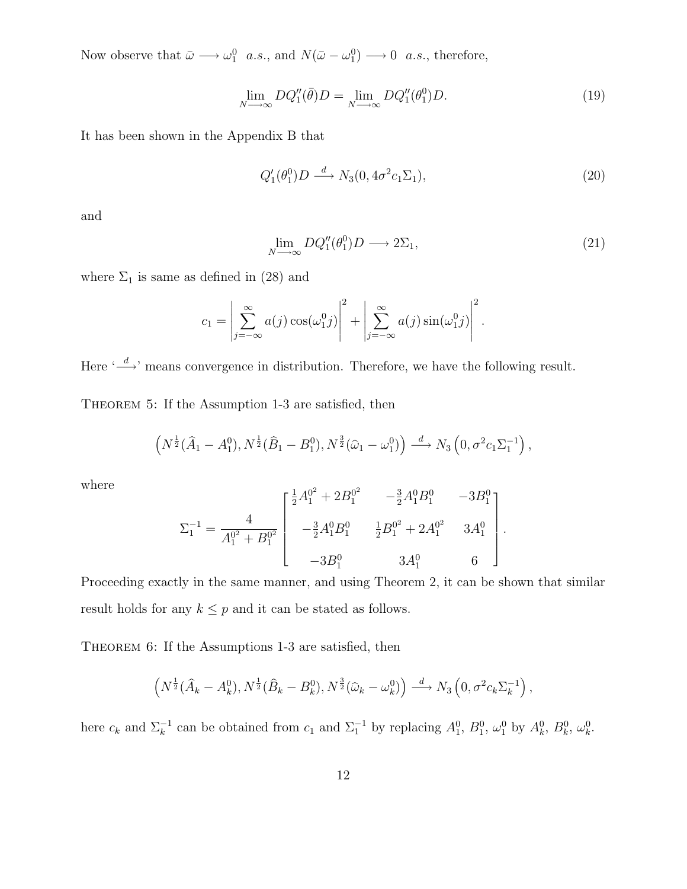Now observe that $\bar{\omega} \longrightarrow \omega_1^0$ *a.s.*, and $N(\bar{\omega} - \omega_1^0) \longrightarrow 0$ *a.s.*, therefore,

$$\lim_{N \longrightarrow \infty} DQ_1''(\bar{\theta})D = \lim_{N \longrightarrow \infty} DQ_1''(\theta_1^0)D. \tag{19}$$

It has been shown in the Appendix B that

$$Q_1'(\theta_1^0)D \xrightarrow{d} N_3(0, 4\sigma^2 c_1 \Sigma_1), \tag{20}$$

and

$$\lim_{N \longrightarrow \infty} DQ_1''(\theta_1^0)D \longrightarrow 2\Sigma_1, \tag{21}$$

where $\Sigma_1$ is same as defined in (28) and

$$c_1 = \left| \sum_{j=-\infty}^{\infty} a(j) \cos(\omega_1^0 j) \right|^2 + \left| \sum_{j=-\infty}^{\infty} a(j) \sin(\omega_1^0 j) \right|^2.$$

Here '$\xrightarrow{d}$' means convergence in distribution. Therefore, we have the following result.

Theorem 5: If the Assumption 1-3 are satisfied, then

$$\left( N^{\frac{1}{2}}(\widehat{A}_1 - A_1^0), N^{\frac{1}{2}}(\widehat{B}_1 - B_1^0), N^{\frac{3}{2}}(\widehat{\omega}_1 - \omega_1^0) \right) \xrightarrow{d} N_3\left(0, \sigma^2 c_1 \Sigma_1^{-1}\right),$$

where

$$\Sigma_1^{-1} = \frac{4}{A_1^{0^2} + B_1^{0^2}} \begin{bmatrix} \frac{1}{2}A_1^{0^2} + 2B_1^{0^2} & -\frac{3}{2}A_1^0 B_1^0 & -3B_1^0 \\ -\frac{3}{2}A_1^0 B_1^0 & \frac{1}{2}B_1^{0^2} + 2A_1^{0^2} & 3A_1^0 \\ -3B_1^0 & 3A_1^0 & 6 \end{bmatrix}.$$

Proceeding exactly in the same manner, and using Theorem 2, it can be shown that similar result holds for any $k \leq p$ and it can be stated as follows.

Theorem 6: If the Assumptions 1-3 are satisfied, then

$$\left( N^{\frac{1}{2}}(\widehat{A}_k - A_k^0), N^{\frac{1}{2}}(\widehat{B}_k - B_k^0), N^{\frac{3}{2}}(\widehat{\omega}_k - \omega_k^0) \right) \xrightarrow{d} N_3\left(0, \sigma^2 c_k \Sigma_k^{-1}\right),$$

here $c_k$ and $\Sigma_k^{-1}$ can be obtained from $c_1$ and $\Sigma_1^{-1}$ by replacing $A_1^0$, $B_1^0$, $\omega_1^0$ by $A_k^0$, $B_k^0$, $\omega_k^0$.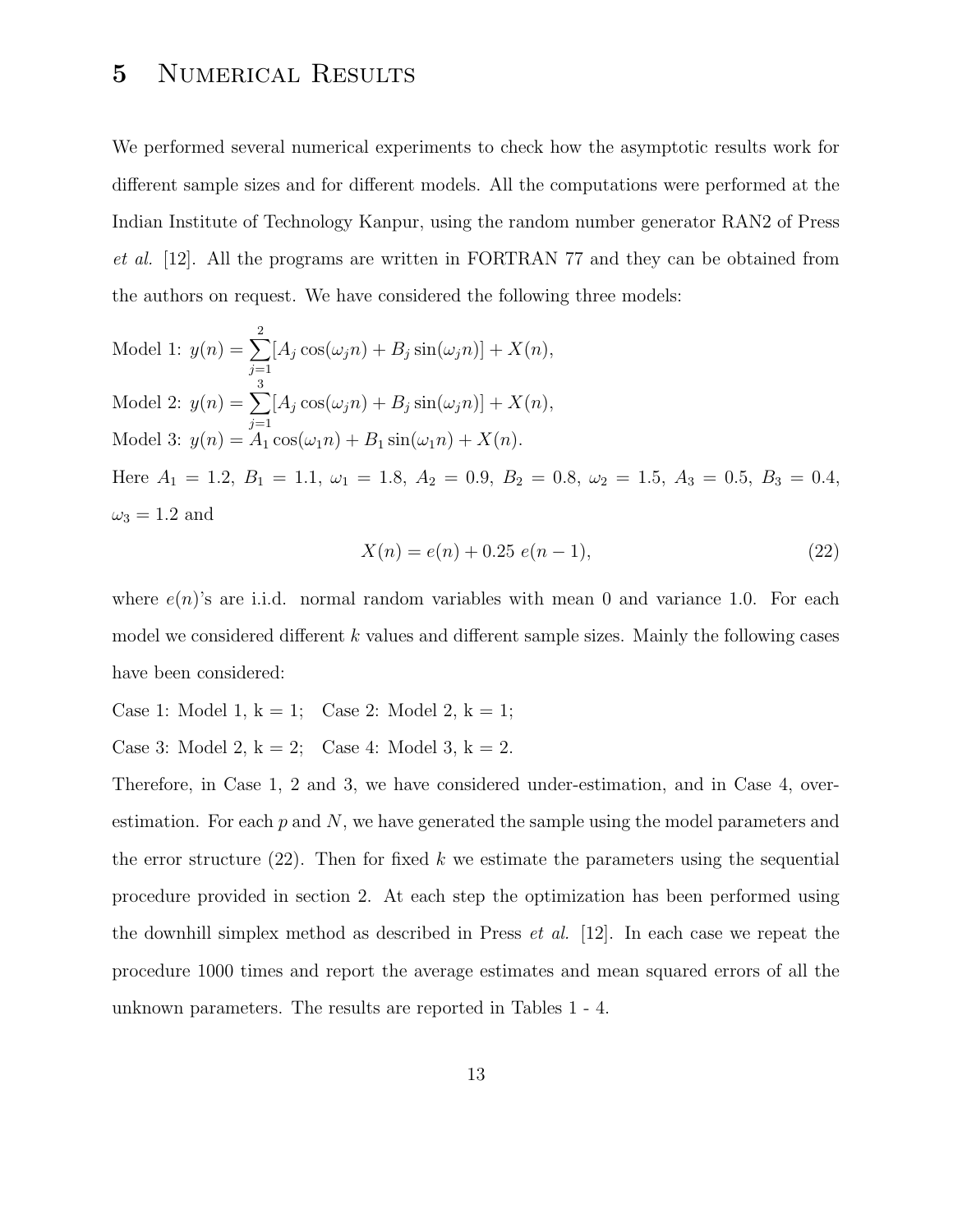# 5 Numerical Results

We performed several numerical experiments to check how the asymptotic results work for different sample sizes and for different models. All the computations were performed at the Indian Institute of Technology Kanpur, using the random number generator RAN2 of Press *et al.* [12]. All the programs are written in FORTRAN 77 and they can be obtained from the authors on request. We have considered the following three models:

Model 1: $y(n) = \sum_{j=1}^{2}[A_j \cos(\omega_j n) + B_j \sin(\omega_j n)] + X(n)$,

Model 2: $y(n) = \sum_{j=1}^{3}[A_j \cos(\omega_j n) + B_j \sin(\omega_j n)] + X(n)$,

Model 3: $y(n) = A_1 \cos(\omega_1 n) + B_1 \sin(\omega_1 n) + X(n)$.

Here $A_1 = 1.2$, $B_1 = 1.1$, $\omega_1 = 1.8$, $A_2 = 0.9$, $B_2 = 0.8$, $\omega_2 = 1.5$, $A_3 = 0.5$, $B_3 = 0.4$, $\omega_3 = 1.2$ and

$$X(n) = e(n) + 0.25\, e(n-1), \tag{22}$$

where $e(n)$'s are i.i.d. normal random variables with mean 0 and variance 1.0. For each model we considered different $k$ values and different sample sizes. Mainly the following cases have been considered:

Case 1: Model 1, k = 1; Case 2: Model 2, k = 1;

Case 3: Model 2, k = 2; Case 4: Model 3, k = 2.

Therefore, in Case 1, 2 and 3, we have considered under-estimation, and in Case 4, over-estimation. For each $p$ and $N$, we have generated the sample using the model parameters and the error structure (22). Then for fixed $k$ we estimate the parameters using the sequential procedure provided in section 2. At each step the optimization has been performed using the downhill simplex method as described in Press *et al.* [12]. In each case we repeat the procedure 1000 times and report the average estimates and mean squared errors of all the unknown parameters. The results are reported in Tables 1 - 4.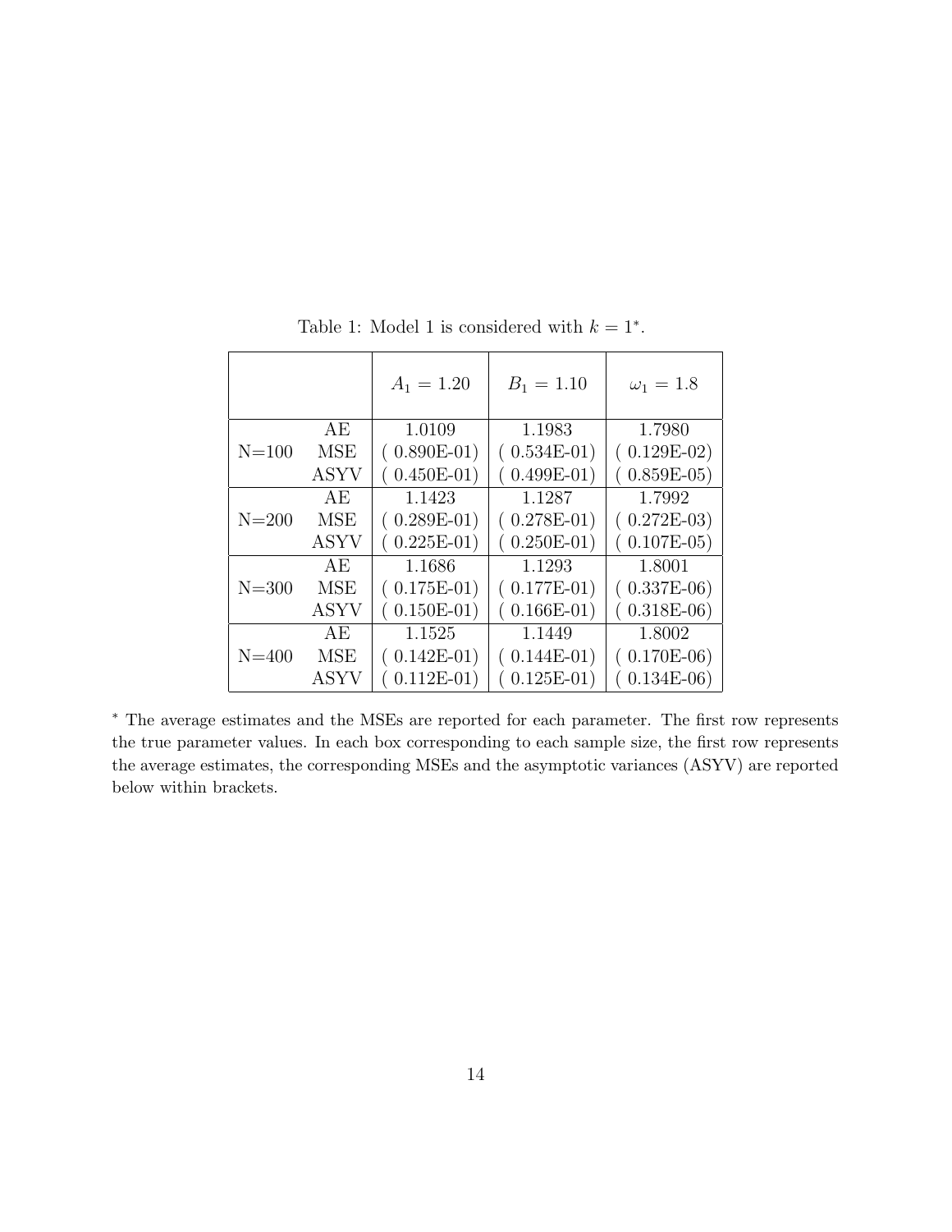Table 1: Model 1 is considered with $k = 1$*.

| | | $A_1 = 1.20$ | $B_1 = 1.10$ | $\omega_1 = 1.8$ |
|---|---|---|---|---|
| N=100 | AE | 1.0109 | 1.1983 | 1.7980 |
| | MSE | ( 0.890E-01) | ( 0.534E-01) | ( 0.129E-02) |
| | ASYV | ( 0.450E-01) | ( 0.499E-01) | ( 0.859E-05) |
| N=200 | AE | 1.1423 | 1.1287 | 1.7992 |
| | MSE | ( 0.289E-01) | ( 0.278E-01) | ( 0.272E-03) |
| | ASYV | ( 0.225E-01) | ( 0.250E-01) | ( 0.107E-05) |
| N=300 | AE | 1.1686 | 1.1293 | 1.8001 |
| | MSE | ( 0.175E-01) | ( 0.177E-01) | ( 0.337E-06) |
| | ASYV | ( 0.150E-01) | ( 0.166E-01) | ( 0.318E-06) |
| N=400 | AE | 1.1525 | 1.1449 | 1.8002 |
| | MSE | ( 0.142E-01) | ( 0.144E-01) | ( 0.170E-06) |
| | ASYV | ( 0.112E-01) | ( 0.125E-01) | ( 0.134E-06) |

* The average estimates and the MSEs are reported for each parameter. The first row represents the true parameter values. In each box corresponding to each sample size, the first row represents the average estimates, the corresponding MSEs and the asymptotic variances (ASYV) are reported below within brackets.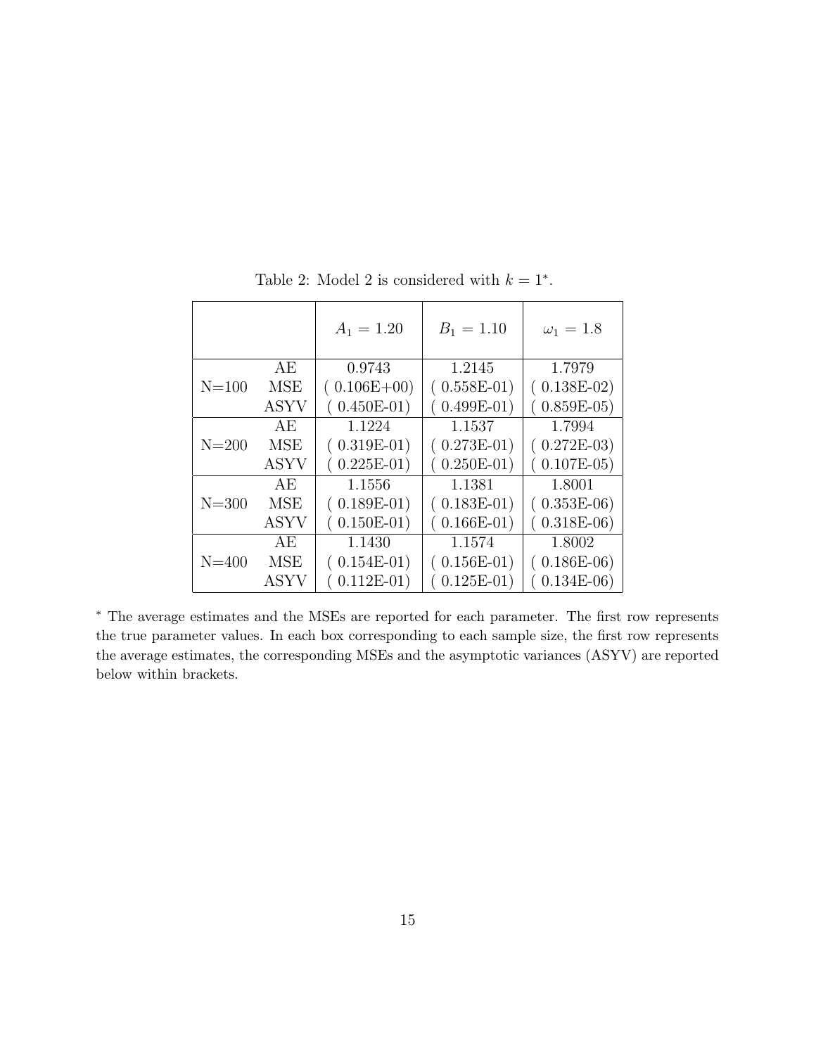Table 2: Model 2 is considered with $k = 1^*$.

| | | $A_1 = 1.20$ | $B_1 = 1.10$ | $\omega_1 = 1.8$ |
|---|---|---|---|---|
| N=100 | AE | 0.9743 | 1.2145 | 1.7979 |
| | MSE | ( 0.106E+00) | ( 0.558E-01) | ( 0.138E-02) |
| | ASYV | ( 0.450E-01) | ( 0.499E-01) | ( 0.859E-05) |
| N=200 | AE | 1.1224 | 1.1537 | 1.7994 |
| | MSE | ( 0.319E-01) | ( 0.273E-01) | ( 0.272E-03) |
| | ASYV | ( 0.225E-01) | ( 0.250E-01) | ( 0.107E-05) |
| N=300 | AE | 1.1556 | 1.1381 | 1.8001 |
| | MSE | ( 0.189E-01) | ( 0.183E-01) | ( 0.353E-06) |
| | ASYV | ( 0.150E-01) | ( 0.166E-01) | ( 0.318E-06) |
| N=400 | AE | 1.1430 | 1.1574 | 1.8002 |
| | MSE | ( 0.154E-01) | ( 0.156E-01) | ( 0.186E-06) |
| | ASYV | ( 0.112E-01) | ( 0.125E-01) | ( 0.134E-06) |

* The average estimates and the MSEs are reported for each parameter. The first row represents the true parameter values. In each box corresponding to each sample size, the first row represents the average estimates, the corresponding MSEs and the asymptotic variances (ASYV) are reported below within brackets.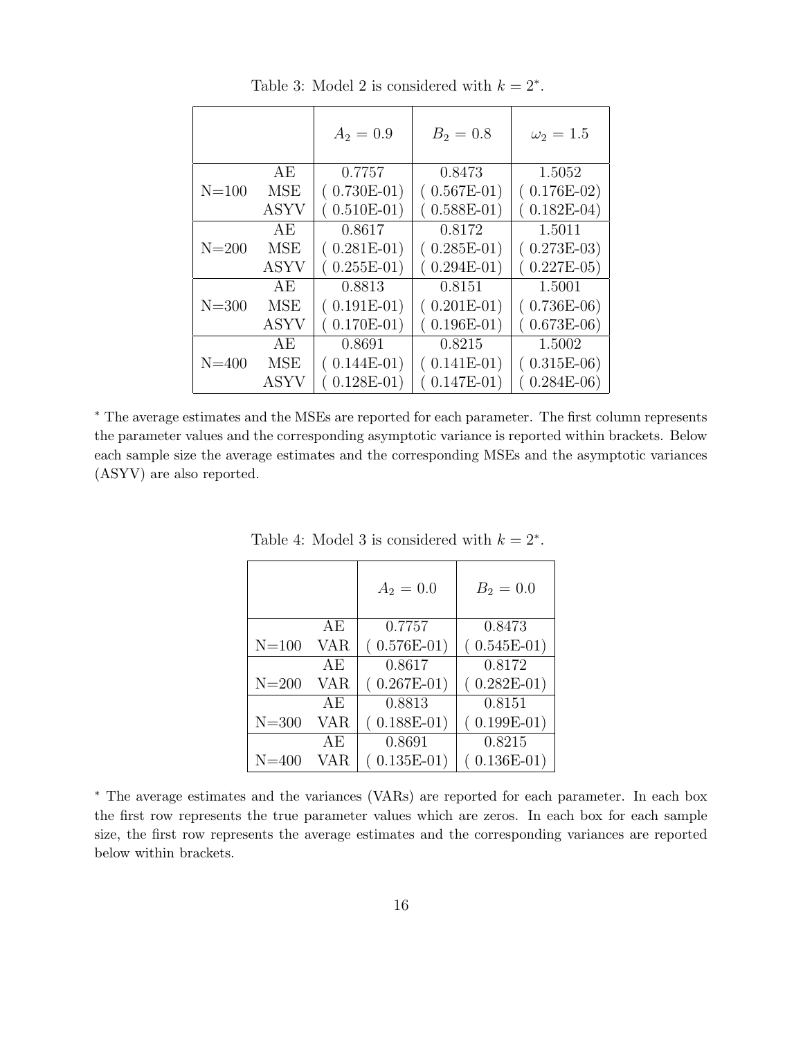Table 3: Model 2 is considered with $k = 2^*$.

| | | $A_2 = 0.9$ | $B_2 = 0.8$ | $\omega_2 = 1.5$ |
|---|---|---|---|---|
| | AE | 0.7757 | 0.8473 | 1.5052 |
| N=100 | MSE | ( 0.730E-01) | ( 0.567E-01) | ( 0.176E-02) |
| | ASYV | ( 0.510E-01) | ( 0.588E-01) | ( 0.182E-04) |
| | AE | 0.8617 | 0.8172 | 1.5011 |
| N=200 | MSE | ( 0.281E-01) | ( 0.285E-01) | ( 0.273E-03) |
| | ASYV | ( 0.255E-01) | ( 0.294E-01) | ( 0.227E-05) |
| | AE | 0.8813 | 0.8151 | 1.5001 |
| N=300 | MSE | ( 0.191E-01) | ( 0.201E-01) | ( 0.736E-06) |
| | ASYV | ( 0.170E-01) | ( 0.196E-01) | ( 0.673E-06) |
| | AE | 0.8691 | 0.8215 | 1.5002 |
| N=400 | MSE | ( 0.144E-01) | ( 0.141E-01) | ( 0.315E-06) |
| | ASYV | ( 0.128E-01) | ( 0.147E-01) | ( 0.284E-06) |

* The average estimates and the MSEs are reported for each parameter. The first column represents the parameter values and the corresponding asymptotic variance is reported within brackets. Below each sample size the average estimates and the corresponding MSEs and the asymptotic variances (ASYV) are also reported.

Table 4: Model 3 is considered with $k = 2^*$.

| | | $A_2 = 0.0$ | $B_2 = 0.0$ |
|---|---|---|---|
| | AE | 0.7757 | 0.8473 |
| N=100 | VAR | ( 0.576E-01) | ( 0.545E-01) |
| | AE | 0.8617 | 0.8172 |
| N=200 | VAR | ( 0.267E-01) | ( 0.282E-01) |
| | AE | 0.8813 | 0.8151 |
| N=300 | VAR | ( 0.188E-01) | ( 0.199E-01) |
| | AE | 0.8691 | 0.8215 |
| N=400 | VAR | ( 0.135E-01) | ( 0.136E-01) |

* The average estimates and the variances (VARs) are reported for each parameter. In each box the first row represents the true parameter values which are zeros. In each box for each sample size, the first row represents the average estimates and the corresponding variances are reported below within brackets.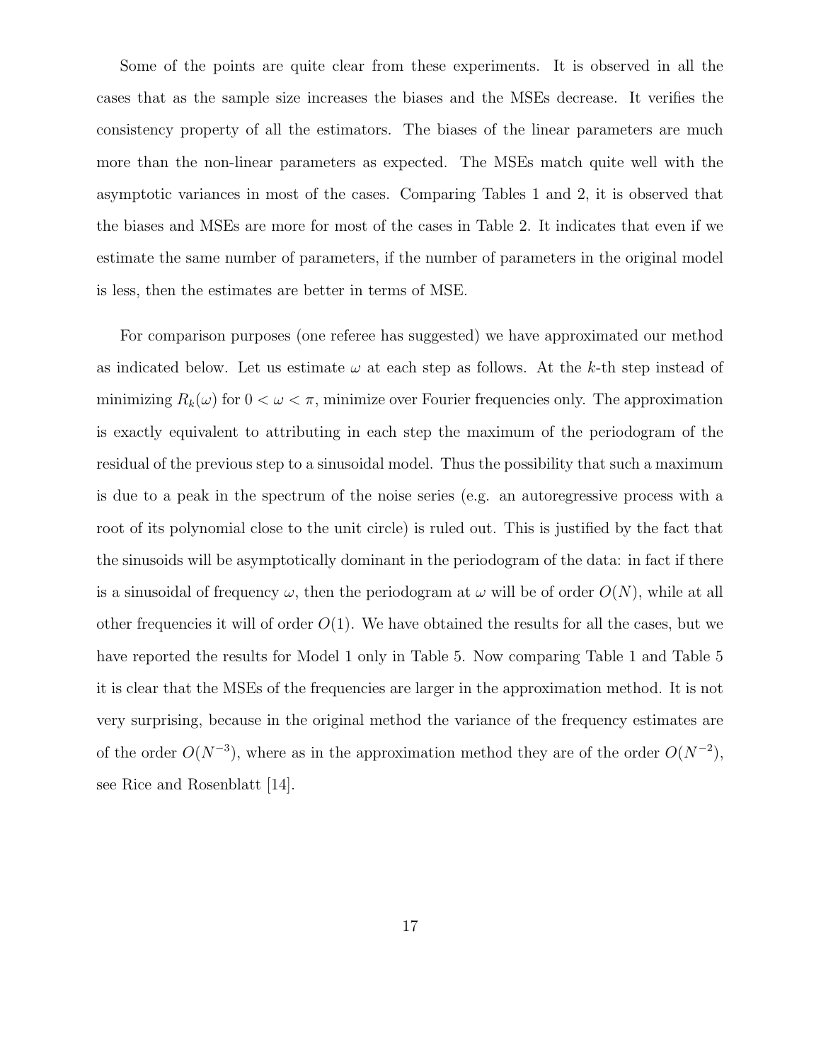Some of the points are quite clear from these experiments. It is observed in all the cases that as the sample size increases the biases and the MSEs decrease. It verifies the consistency property of all the estimators. The biases of the linear parameters are much more than the non-linear parameters as expected. The MSEs match quite well with the asymptotic variances in most of the cases. Comparing Tables 1 and 2, it is observed that the biases and MSEs are more for most of the cases in Table 2. It indicates that even if we estimate the same number of parameters, if the number of parameters in the original model is less, then the estimates are better in terms of MSE.

For comparison purposes (one referee has suggested) we have approximated our method as indicated below. Let us estimate $\omega$ at each step as follows. At the $k$-th step instead of minimizing $R_k(\omega)$ for $0 < \omega < \pi$, minimize over Fourier frequencies only. The approximation is exactly equivalent to attributing in each step the maximum of the periodogram of the residual of the previous step to a sinusoidal model. Thus the possibility that such a maximum is due to a peak in the spectrum of the noise series (e.g. an autoregressive process with a root of its polynomial close to the unit circle) is ruled out. This is justified by the fact that the sinusoids will be asymptotically dominant in the periodogram of the data: in fact if there is a sinusoidal of frequency $\omega$, then the periodogram at $\omega$ will be of order $O(N)$, while at all other frequencies it will of order $O(1)$. We have obtained the results for all the cases, but we have reported the results for Model 1 only in Table 5. Now comparing Table 1 and Table 5 it is clear that the MSEs of the frequencies are larger in the approximation method. It is not very surprising, because in the original method the variance of the frequency estimates are of the order $O(N^{-3})$, where as in the approximation method they are of the order $O(N^{-2})$, see Rice and Rosenblatt [14].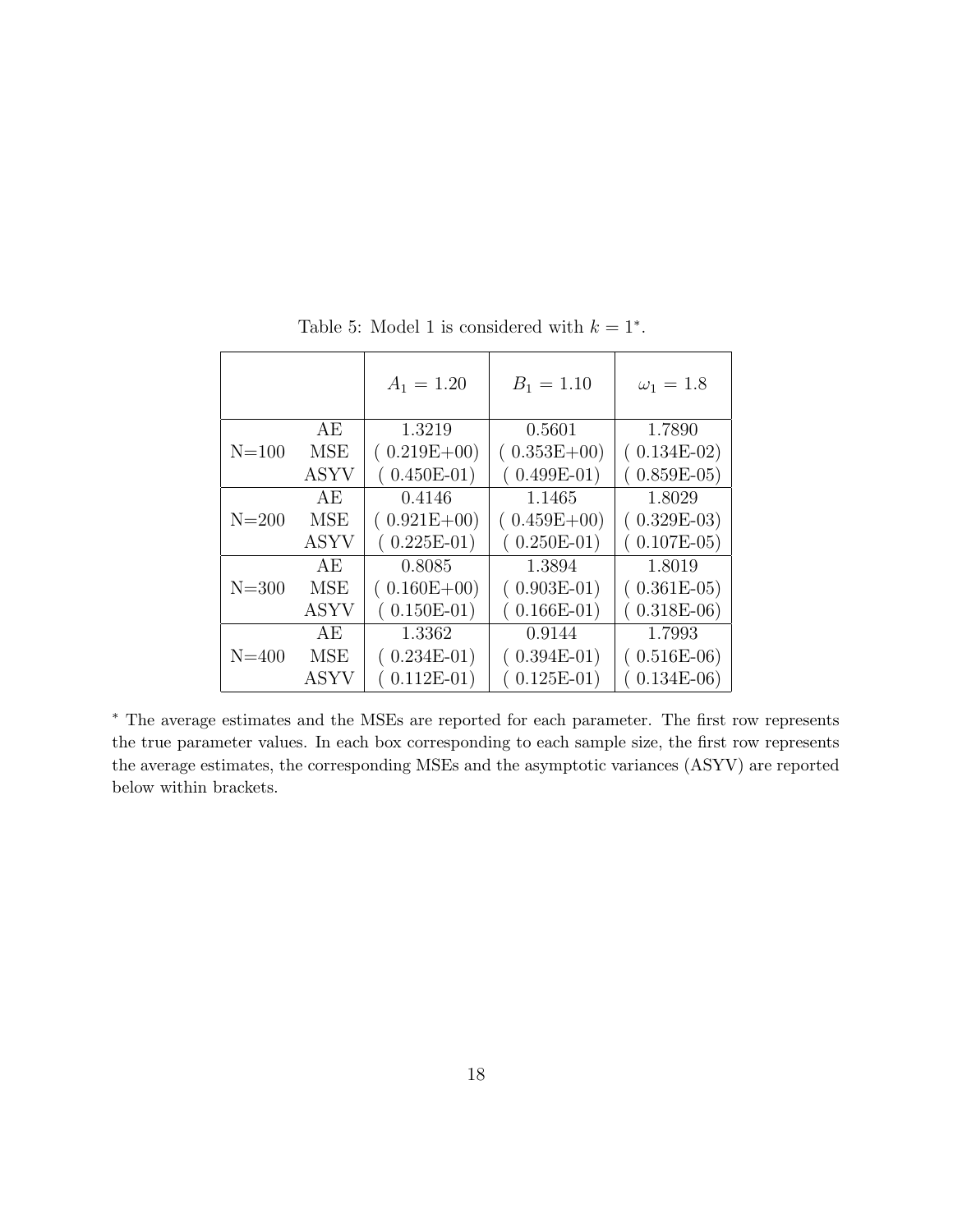Table 5: Model 1 is considered with $k = 1^*$.

| | | $A_1 = 1.20$ | $B_1 = 1.10$ | $\omega_1 = 1.8$ |
|---|---|---|---|---|
| N=100 | AE | 1.3219 | 0.5601 | 1.7890 |
| | MSE | ( 0.219E+00) | ( 0.353E+00) | ( 0.134E-02) |
| | ASYV | ( 0.450E-01) | ( 0.499E-01) | ( 0.859E-05) |
| N=200 | AE | 0.4146 | 1.1465 | 1.8029 |
| | MSE | ( 0.921E+00) | ( 0.459E+00) | ( 0.329E-03) |
| | ASYV | ( 0.225E-01) | ( 0.250E-01) | ( 0.107E-05) |
| N=300 | AE | 0.8085 | 1.3894 | 1.8019 |
| | MSE | ( 0.160E+00) | ( 0.903E-01) | ( 0.361E-05) |
| | ASYV | ( 0.150E-01) | ( 0.166E-01) | ( 0.318E-06) |
| N=400 | AE | 1.3362 | 0.9144 | 1.7993 |
| | MSE | ( 0.234E-01) | ( 0.394E-01) | ( 0.516E-06) |
| | ASYV | ( 0.112E-01) | ( 0.125E-01) | ( 0.134E-06) |

$^*$ The average estimates and the MSEs are reported for each parameter. The first row represents the true parameter values. In each box corresponding to each sample size, the first row represents the average estimates, the corresponding MSEs and the asymptotic variances (ASYV) are reported below within brackets.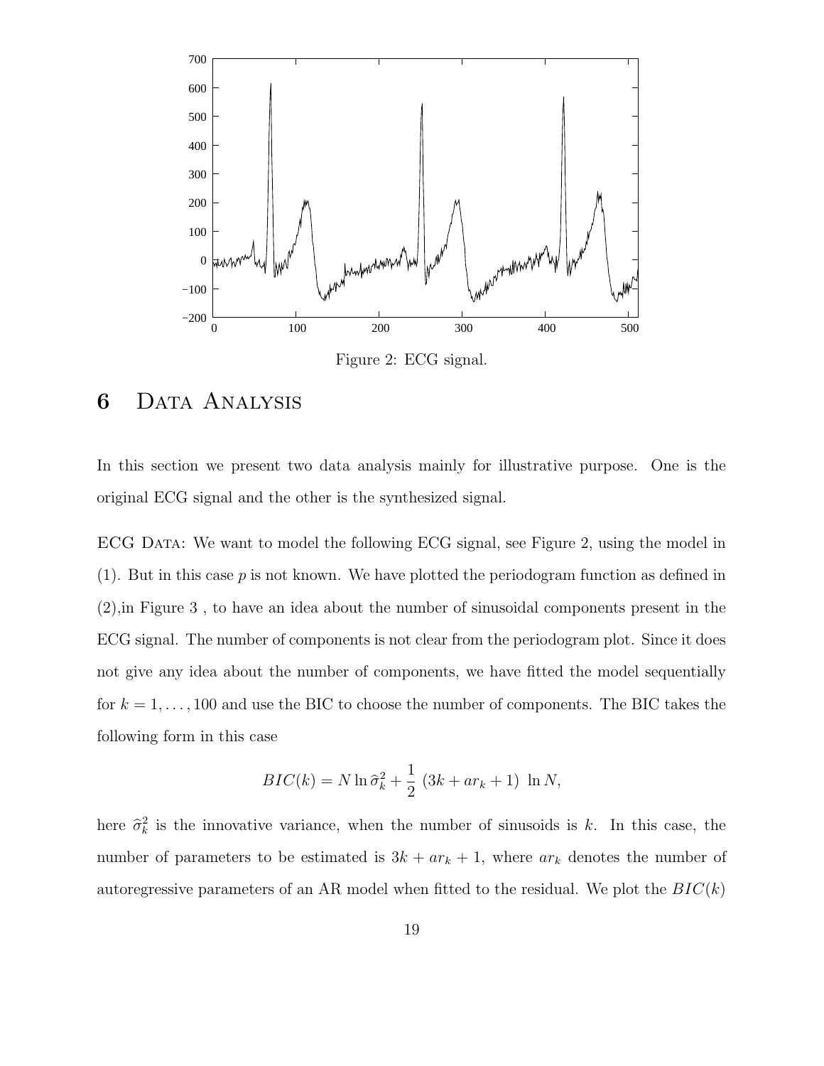Figure 2: ECG signal.

# 6 Data Analysis

In this section we present two data analysis mainly for illustrative purpose. One is the original ECG signal and the other is the synthesized signal.

ECG Data: We want to model the following ECG signal, see Figure 2, using the model in (1). But in this case $p$ is not known. We have plotted the periodogram function as defined in (2),in Figure 3 , to have an idea about the number of sinusoidal components present in the ECG signal. The number of components is not clear from the periodogram plot. Since it does not give any idea about the number of components, we have fitted the model sequentially for $k = 1, \ldots, 100$ and use the BIC to choose the number of components. The BIC takes the following form in this case

$$BIC(k) = N \ln \widehat{\sigma}_k^2 + \frac{1}{2}\ (3k + ar_k + 1)\ \ln N,$$

here $\widehat{\sigma}_k^2$ is the innovative variance, when the number of sinusoids is $k$. In this case, the number of parameters to be estimated is $3k + ar_k + 1$, where $ar_k$ denotes the number of autoregressive parameters of an AR model when fitted to the residual. We plot the $BIC(k)$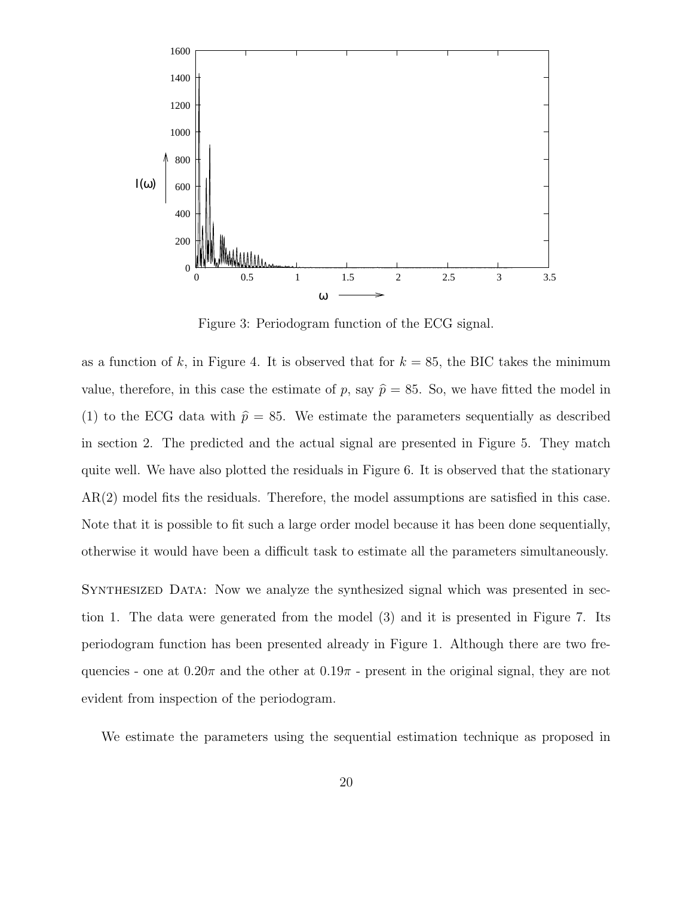Figure 3: Periodogram function of the ECG signal.

as a function of $k$, in Figure 4. It is observed that for $k = 85$, the BIC takes the minimum value, therefore, in this case the estimate of $p$, say $\widehat{p} = 85$. So, we have fitted the model in (1) to the ECG data with $\widehat{p} = 85$. We estimate the parameters sequentially as described in section 2. The predicted and the actual signal are presented in Figure 5. They match quite well. We have also plotted the residuals in Figure 6. It is observed that the stationary AR(2) model fits the residuals. Therefore, the model assumptions are satisfied in this case. Note that it is possible to fit such a large order model because it has been done sequentially, otherwise it would have been a difficult task to estimate all the parameters simultaneously.

Synthesized Data: Now we analyze the synthesized signal which was presented in section 1. The data were generated from the model (3) and it is presented in Figure 7. Its periodogram function has been presented already in Figure 1. Although there are two frequencies - one at $0.20\pi$ and the other at $0.19\pi$ - present in the original signal, they are not evident from inspection of the periodogram.

We estimate the parameters using the sequential estimation technique as proposed in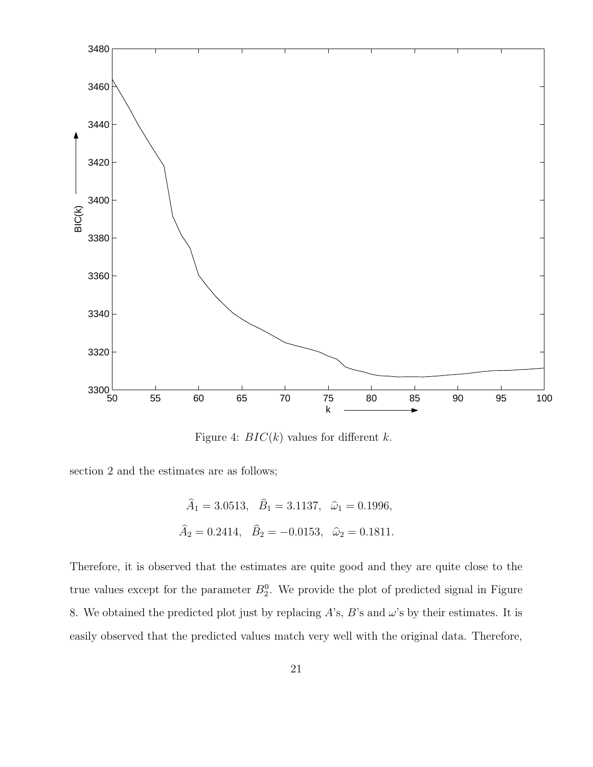Figure 4: $BIC(k)$ values for different $k$.

section 2 and the estimates are as follows;

$$\widehat{A}_1 = 3.0513, \quad \widehat{B}_1 = 3.1137, \quad \widehat{\omega}_1 = 0.1996,$$

$$\widehat{A}_2 = 0.2414, \quad \widehat{B}_2 = -0.0153, \quad \widehat{\omega}_2 = 0.1811.$$

Therefore, it is observed that the estimates are quite good and they are quite close to the true values except for the parameter $B_2^0$. We provide the plot of predicted signal in Figure 8. We obtained the predicted plot just by replacing $A$'s, $B$'s and $\omega$'s by their estimates. It is easily observed that the predicted values match very well with the original data. Therefore,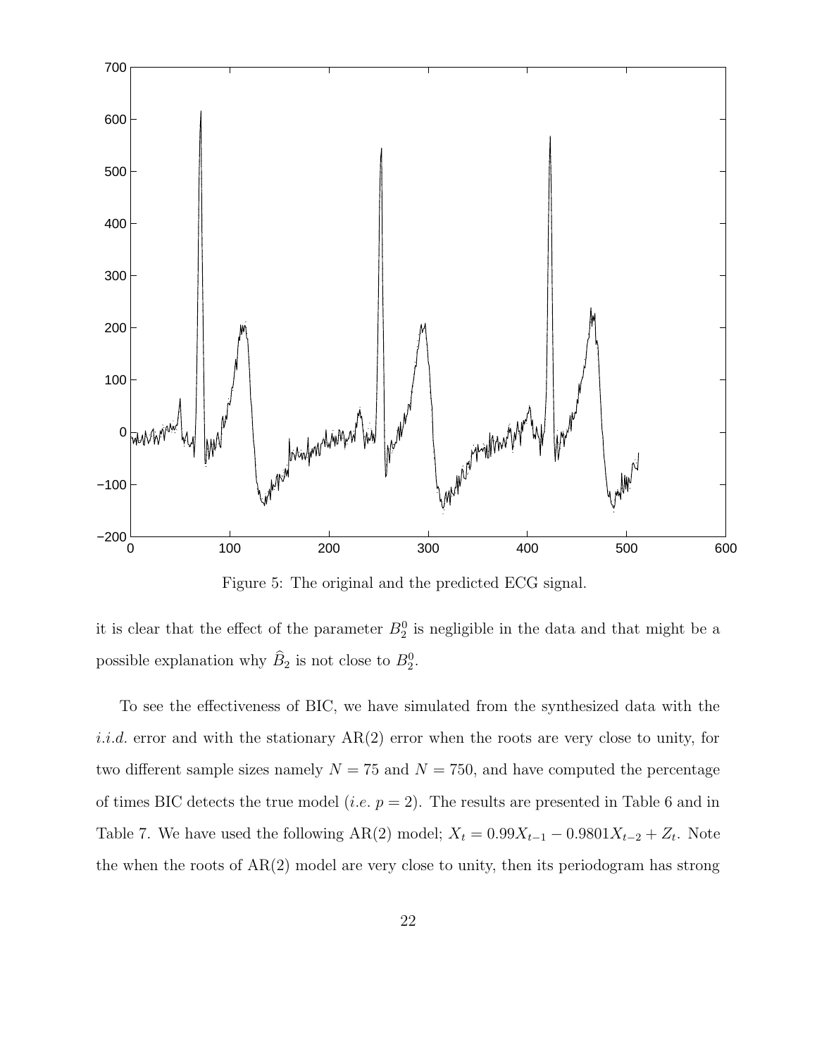Figure 5: The original and the predicted ECG signal.

it is clear that the effect of the parameter $B_2^0$ is negligible in the data and that might be a possible explanation why $\widehat{B}_2$ is not close to $B_2^0$.

To see the effectiveness of BIC, we have simulated from the synthesized data with the *i.i.d.* error and with the stationary AR(2) error when the roots are very close to unity, for two different sample sizes namely $N = 75$ and $N = 750$, and have computed the percentage of times BIC detects the true model (*i.e.* $p = 2$). The results are presented in Table 6 and in Table 7. We have used the following AR(2) model; $X_t = 0.99X_{t-1} - 0.9801X_{t-2} + Z_t$. Note the when the roots of AR(2) model are very close to unity, then its periodogram has strong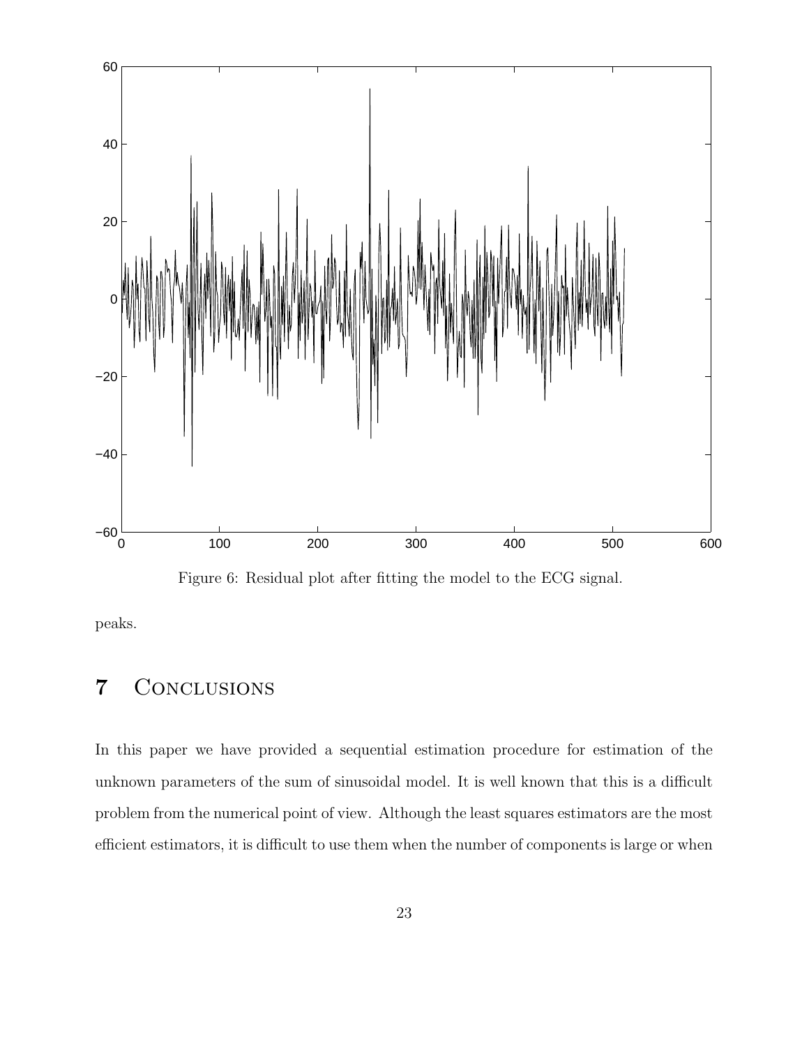Figure 6: Residual plot after fitting the model to the ECG signal.

peaks.

# 7 Conclusions

In this paper we have provided a sequential estimation procedure for estimation of the unknown parameters of the sum of sinusoidal model. It is well known that this is a difficult problem from the numerical point of view. Although the least squares estimators are the most efficient estimators, it is difficult to use them when the number of components is large or when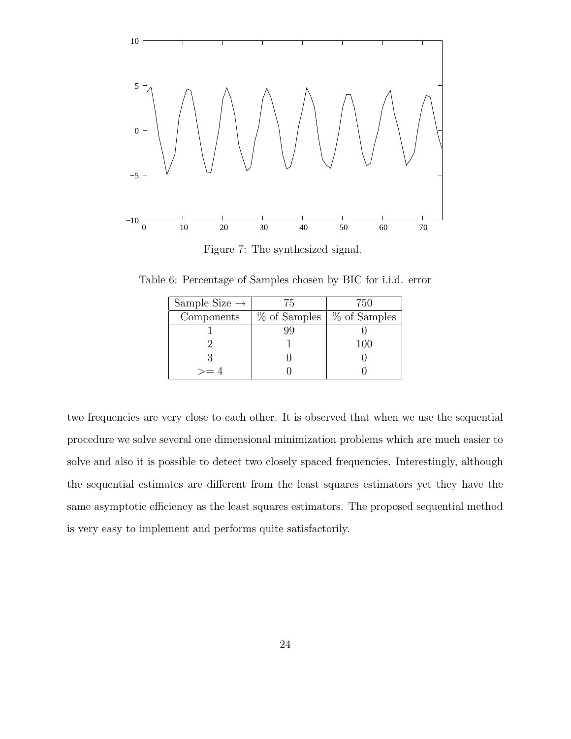Figure 7: The synthesized signal.

Table 6: Percentage of Samples chosen by BIC for i.i.d. error

| Sample Size → | 75 | 750 |
|---|---|---|
| Components | % of Samples | % of Samples |
| 1 | 99 | 0 |
| 2 | 1 | 100 |
| 3 | 0 | 0 |
| >= 4 | 0 | 0 |

two frequencies are very close to each other. It is observed that when we use the sequential procedure we solve several one dimensional minimization problems which are much easier to solve and also it is possible to detect two closely spaced frequencies. Interestingly, although the sequential estimates are different from the least squares estimators yet they have the same asymptotic efficiency as the least squares estimators. The proposed sequential method is very easy to implement and performs quite satisfactorily.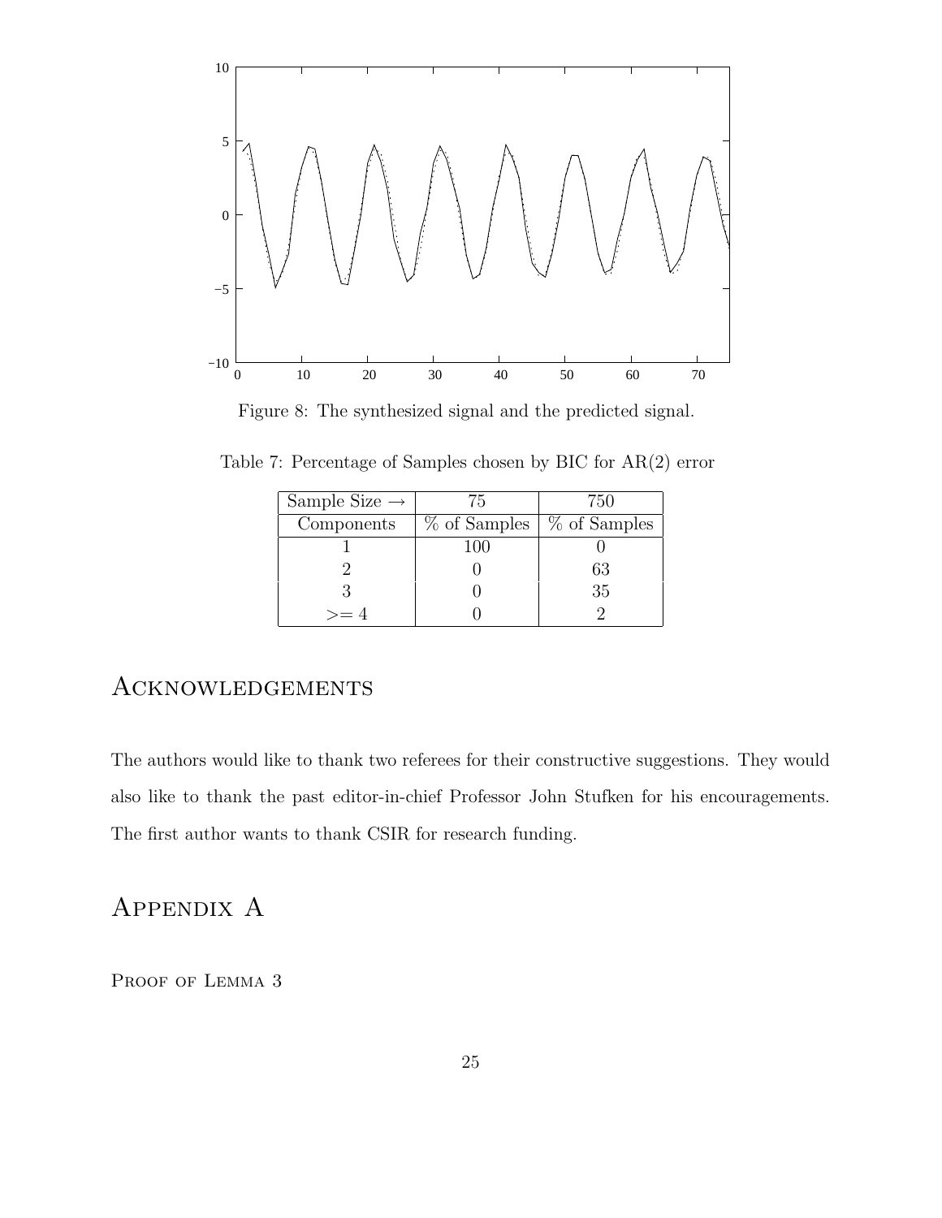Figure 8: The synthesized signal and the predicted signal.

Table 7: Percentage of Samples chosen by BIC for AR(2) error

| Sample Size → | 75 | 750 |
|---|---|---|
| Components | % of Samples | % of Samples |
| 1 | 100 | 0 |
| 2 | 0 | 63 |
| 3 | 0 | 35 |
| >= 4 | 0 | 2 |

# Acknowledgements

The authors would like to thank two referees for their constructive suggestions. They would also like to thank the past editor-in-chief Professor John Stufken for his encouragements. The first author wants to thank CSIR for research funding.

# Appendix A

Proof of Lemma 3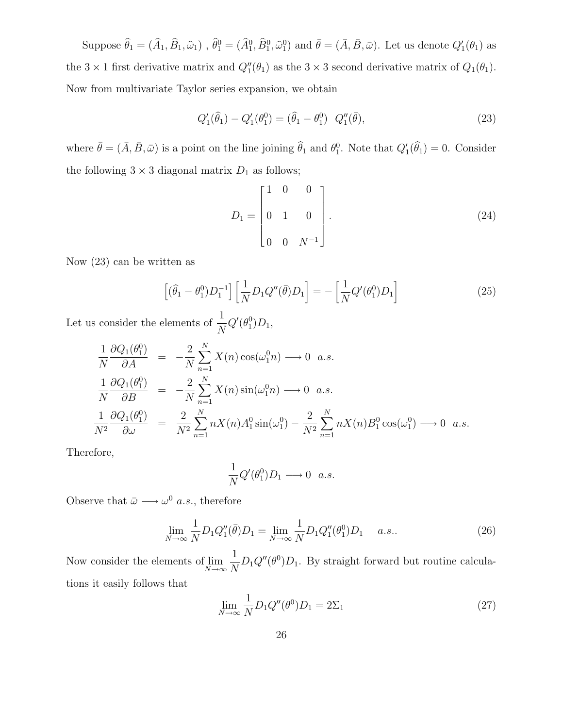Suppose $\widehat{\theta}_1 = (\widehat{A}_1, \widehat{B}_1, \widehat{\omega}_1)$ , $\widehat{\theta}_1^0 = (\widehat{A}_1^0, \widehat{B}_1^0, \widehat{\omega}_1^0)$ and $\bar{\theta} = (\bar{A}, \bar{B}, \bar{\omega})$. Let us denote $Q_1'(\theta_1)$ as the $3 \times 1$ first derivative matrix and $Q_1''(\theta_1)$ as the $3 \times 3$ second derivative matrix of $Q_1(\theta_1)$. Now from multivariate Taylor series expansion, we obtain

$$Q_1'(\widehat{\theta}_1) - Q_1'(\theta_1^0) = (\widehat{\theta}_1 - \theta_1^0) \;\; Q_1''(\bar{\theta}), \tag{23}$$

where $\bar{\theta} = (\bar{A}, \bar{B}, \bar{\omega})$ is a point on the line joining $\widehat{\theta}_1$ and $\theta_1^0$. Note that $Q_1'(\widehat{\theta}_1) = 0$. Consider the following $3 \times 3$ diagonal matrix $D_1$ as follows;

$$D_1 = \begin{bmatrix} 1 & 0 & 0 \\ 0 & 1 & 0 \\ 0 & 0 & N^{-1} \end{bmatrix}. \tag{24}$$

Now (23) can be written as

$$\left[(\widehat{\theta}_1 - \theta_1^0)D_1^{-1}\right]\left[\frac{1}{N}D_1 Q''(\bar{\theta})D_1\right] = -\left[\frac{1}{N}Q'(\theta_1^0)D_1\right] \tag{25}$$

Let us consider the elements of $\dfrac{1}{N}Q'(\theta_1^0)D_1$,

$$\begin{aligned}
\frac{1}{N}\frac{\partial Q_1(\theta_1^0)}{\partial A} &= -\frac{2}{N}\sum_{n=1}^{N} X(n)\cos(\omega_1^0 n) \longrightarrow 0 \;\; a.s. \\
\frac{1}{N}\frac{\partial Q_1(\theta_1^0)}{\partial B} &= -\frac{2}{N}\sum_{n=1}^{N} X(n)\sin(\omega_1^0 n) \longrightarrow 0 \;\; a.s. \\
\frac{1}{N^2}\frac{\partial Q_1(\theta_1^0)}{\partial \omega} &= \frac{2}{N^2}\sum_{n=1}^{N} nX(n)A_1^0\sin(\omega_1^0) - \frac{2}{N^2}\sum_{n=1}^{N} nX(n)B_1^0\cos(\omega_1^0) \longrightarrow 0 \;\; a.s.
\end{aligned}$$

Therefore,

$$\frac{1}{N}Q'(\theta_1^0)D_1 \longrightarrow 0 \;\; a.s.$$

Observe that $\bar{\omega} \longrightarrow \omega^0$ $a.s.$, therefore

$$\lim_{N\to\infty}\frac{1}{N}D_1 Q_1''(\bar{\theta})D_1 = \lim_{N\to\infty}\frac{1}{N}D_1 Q_1''(\theta_1^0)D_1 \quad\; a.s.. \tag{26}$$

Now consider the elements of $\lim_{N\to\infty}\dfrac{1}{N}D_1 Q''(\theta^0)D_1$. By straight forward but routine calculations it easily follows that

$$\lim_{N\to\infty}\frac{1}{N}D_1 Q''(\theta^0)D_1 = 2\Sigma_1 \tag{27}$$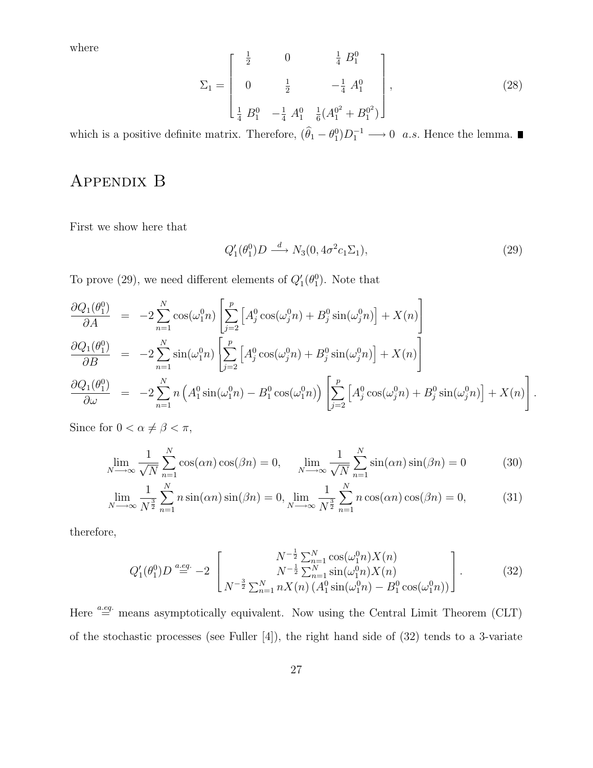where

$$\Sigma_1 = \begin{bmatrix} \frac{1}{2} & 0 & \frac{1}{4}\ B_1^0 \\ 0 & \frac{1}{2} & -\frac{1}{4}\ A_1^0 \\ \frac{1}{4}\ B_1^0 & -\frac{1}{4}\ A_1^0 & \frac{1}{6}(A_1^{0^2} + B_1^{0^2}) \end{bmatrix}, \tag{28}$$

which is a positive definite matrix. Therefore, $(\widehat{\theta}_1 - \theta_1^0)D_1^{-1} \longrightarrow 0 \;\; a.s.$ Hence the lemma. ∎

# Appendix B

First we show here that

$$Q_1'(\theta_1^0)D \stackrel{d}{\longrightarrow} N_3(0, 4\sigma^2 c_1 \Sigma_1), \tag{29}$$

To prove (29), we need different elements of $Q_1'(\theta_1^0)$. Note that

$$\begin{aligned}
\frac{\partial Q_1(\theta_1^0)}{\partial A} &= -2\sum_{n=1}^{N}\cos(\omega_1^0 n)\left[\sum_{j=2}^{p}\left[A_j^0\cos(\omega_j^0 n) + B_j^0\sin(\omega_j^0 n)\right] + X(n)\right] \\
\frac{\partial Q_1(\theta_1^0)}{\partial B} &= -2\sum_{n=1}^{N}\sin(\omega_1^0 n)\left[\sum_{j=2}^{p}\left[A_j^0\cos(\omega_j^0 n) + B_j^0\sin(\omega_j^0 n)\right] + X(n)\right] \\
\frac{\partial Q_1(\theta_1^0)}{\partial \omega} &= -2\sum_{n=1}^{N} n\left(A_1^0\sin(\omega_1^0 n) - B_1^0\cos(\omega_1^0 n)\right)\left[\sum_{j=2}^{p}\left[A_j^0\cos(\omega_j^0 n) + B_j^0\sin(\omega_j^0 n)\right] + X(n)\right].
\end{aligned}$$

Since for $0 < \alpha \neq \beta < \pi$,

$$\lim_{N\longrightarrow\infty}\frac{1}{\sqrt{N}}\sum_{n=1}^{N}\cos(\alpha n)\cos(\beta n) = 0, \qquad \lim_{N\longrightarrow\infty}\frac{1}{\sqrt{N}}\sum_{n=1}^{N}\sin(\alpha n)\sin(\beta n) = 0 \tag{30}$$

$$\lim_{N\longrightarrow\infty}\frac{1}{N^{\frac{3}{2}}}\sum_{n=1}^{N} n\sin(\alpha n)\sin(\beta n) = 0, \lim_{N\longrightarrow\infty}\frac{1}{N^{\frac{3}{2}}}\sum_{n=1}^{N} n\cos(\alpha n)\cos(\beta n) = 0, \tag{31}$$

therefore,

$$Q_1'(\theta_1^0)D \stackrel{a.eq.}{=} -2\begin{bmatrix} N^{-\frac{1}{2}}\sum_{n=1}^{N}\cos(\omega_1^0 n)X(n) \\ N^{-\frac{1}{2}}\sum_{n=1}^{N}\sin(\omega_1^0 n)X(n) \\ N^{-\frac{3}{2}}\sum_{n=1}^{N} nX(n)\left(A_1^0\sin(\omega_1^0 n) - B_1^0\cos(\omega_1^0 n)\right) \end{bmatrix}. \tag{32}$$

Here $\stackrel{a.eq.}{=}$ means asymptotically equivalent. Now using the Central Limit Theorem (CLT) of the stochastic processes (see Fuller [4]), the right hand side of (32) tends to a 3-variate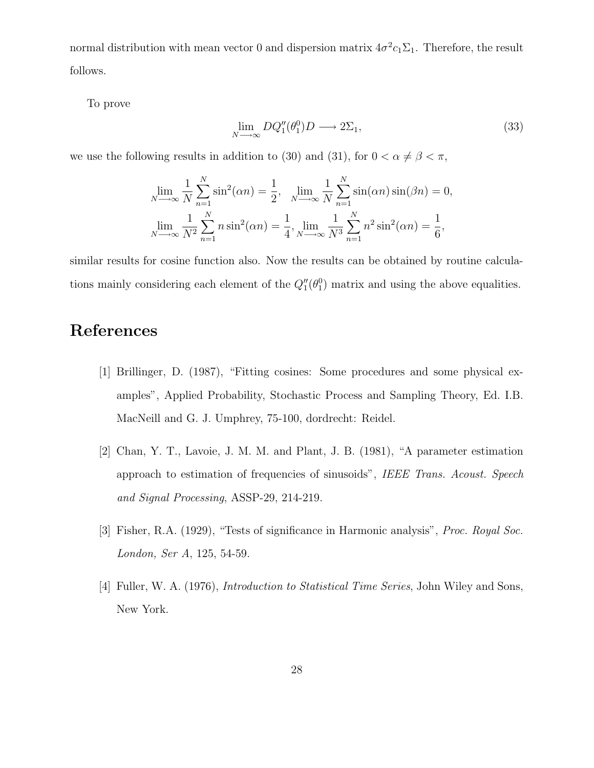normal distribution with mean vector 0 and dispersion matrix $4\sigma^2 c_1 \Sigma_1$. Therefore, the result follows.

To prove

$$\lim_{N \longrightarrow \infty} D Q_1''(\theta_1^0) D \longrightarrow 2\Sigma_1, \tag{33}$$

we use the following results in addition to (30) and (31), for $0 < \alpha \neq \beta < \pi$,

$$\lim_{N \longrightarrow \infty} \frac{1}{N} \sum_{n=1}^{N} \sin^2(\alpha n) = \frac{1}{2}, \quad \lim_{N \longrightarrow \infty} \frac{1}{N} \sum_{n=1}^{N} \sin(\alpha n) \sin(\beta n) = 0,$$
$$\lim_{N \longrightarrow \infty} \frac{1}{N^2} \sum_{n=1}^{N} n \sin^2(\alpha n) = \frac{1}{4}, \lim_{N \longrightarrow \infty} \frac{1}{N^3} \sum_{n=1}^{N} n^2 \sin^2(\alpha n) = \frac{1}{6},$$

similar results for cosine function also. Now the results can be obtained by routine calculations mainly considering each element of the $Q_1''(\theta_1^0)$ matrix and using the above equalities.

# References

[1] Brillinger, D. (1987), "Fitting cosines: Some procedures and some physical examples", Applied Probability, Stochastic Process and Sampling Theory, Ed. I.B. MacNeill and G. J. Umphrey, 75-100, dordrecht: Reidel.

[2] Chan, Y. T., Lavoie, J. M. M. and Plant, J. B. (1981), "A parameter estimation approach to estimation of frequencies of sinusoids", *IEEE Trans. Acoust. Speech and Signal Processing*, ASSP-29, 214-219.

[3] Fisher, R.A. (1929), "Tests of significance in Harmonic analysis", *Proc. Royal Soc. London, Ser A*, 125, 54-59.

[4] Fuller, W. A. (1976), *Introduction to Statistical Time Series*, John Wiley and Sons, New York.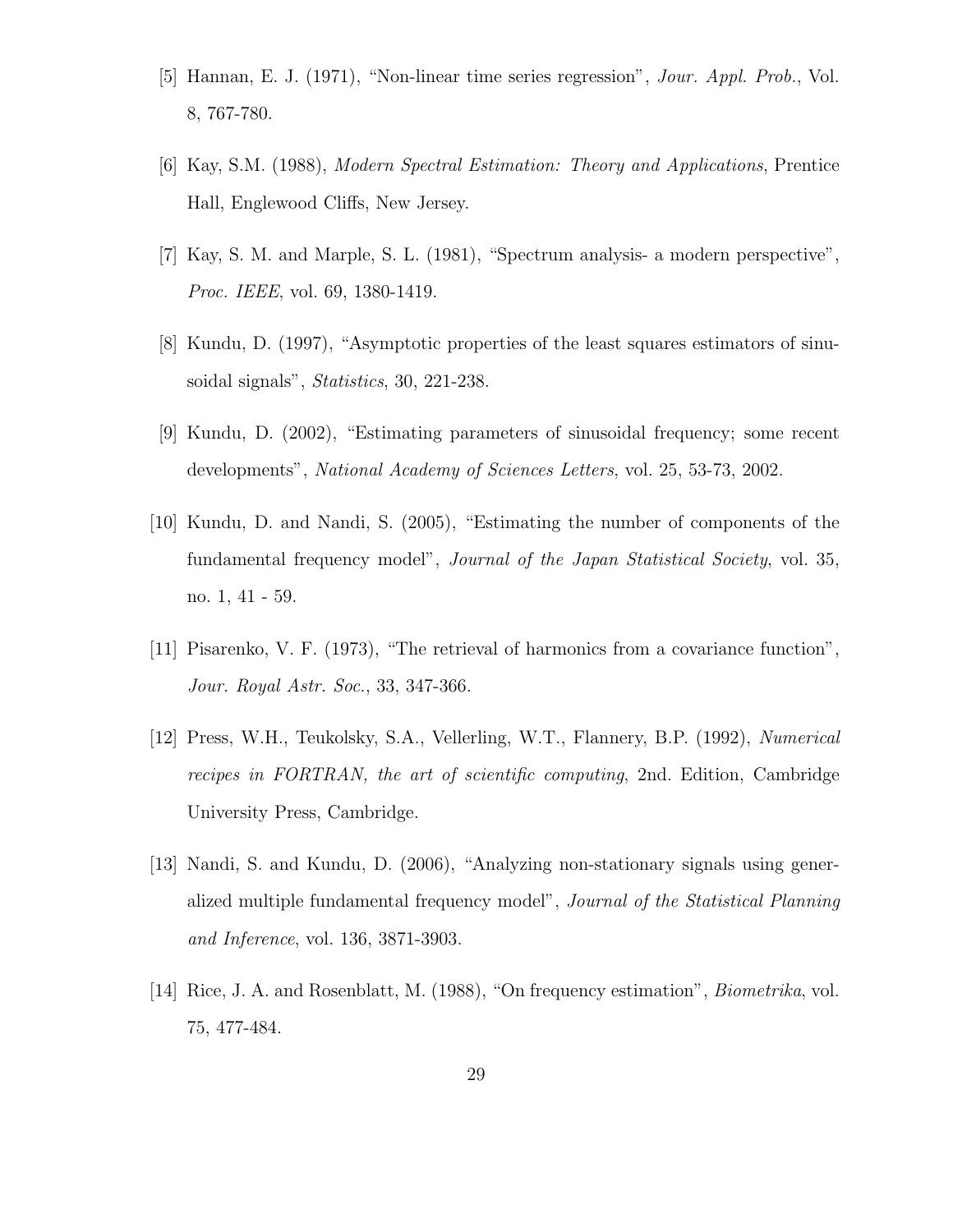[5] Hannan, E. J. (1971), "Non-linear time series regression", *Jour. Appl. Prob.*, Vol. 8, 767-780.

[6] Kay, S.M. (1988), *Modern Spectral Estimation: Theory and Applications*, Prentice Hall, Englewood Cliffs, New Jersey.

[7] Kay, S. M. and Marple, S. L. (1981), "Spectrum analysis- a modern perspective", *Proc. IEEE*, vol. 69, 1380-1419.

[8] Kundu, D. (1997), "Asymptotic properties of the least squares estimators of sinusoidal signals", *Statistics*, 30, 221-238.

[9] Kundu, D. (2002), "Estimating parameters of sinusoidal frequency; some recent developments", *National Academy of Sciences Letters*, vol. 25, 53-73, 2002.

[10] Kundu, D. and Nandi, S. (2005), "Estimating the number of components of the fundamental frequency model", *Journal of the Japan Statistical Society*, vol. 35, no. 1, 41 - 59.

[11] Pisarenko, V. F. (1973), "The retrieval of harmonics from a covariance function", *Jour. Royal Astr. Soc.*, 33, 347-366.

[12] Press, W.H., Teukolsky, S.A., Vellerling, W.T., Flannery, B.P. (1992), *Numerical recipes in FORTRAN, the art of scientific computing*, 2nd. Edition, Cambridge University Press, Cambridge.

[13] Nandi, S. and Kundu, D. (2006), "Analyzing non-stationary signals using generalized multiple fundamental frequency model", *Journal of the Statistical Planning and Inference*, vol. 136, 3871-3903.

[14] Rice, J. A. and Rosenblatt, M. (1988), "On frequency estimation", *Biometrika*, vol. 75, 477-484.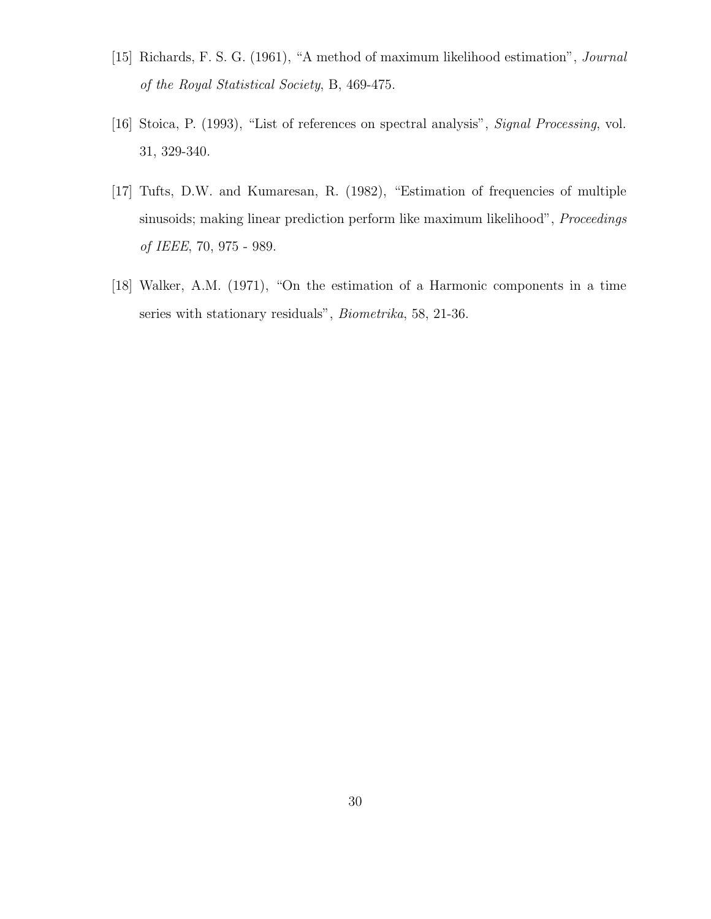[15] Richards, F. S. G. (1961), "A method of maximum likelihood estimation", *Journal of the Royal Statistical Society*, B, 469-475.

[16] Stoica, P. (1993), "List of references on spectral analysis", *Signal Processing*, vol. 31, 329-340.

[17] Tufts, D.W. and Kumaresan, R. (1982), "Estimation of frequencies of multiple sinusoids; making linear prediction perform like maximum likelihood", *Proceedings of IEEE*, 70, 975 - 989.

[18] Walker, A.M. (1971), "On the estimation of a Harmonic components in a time series with stationary residuals", *Biometrika*, 58, 21-36.